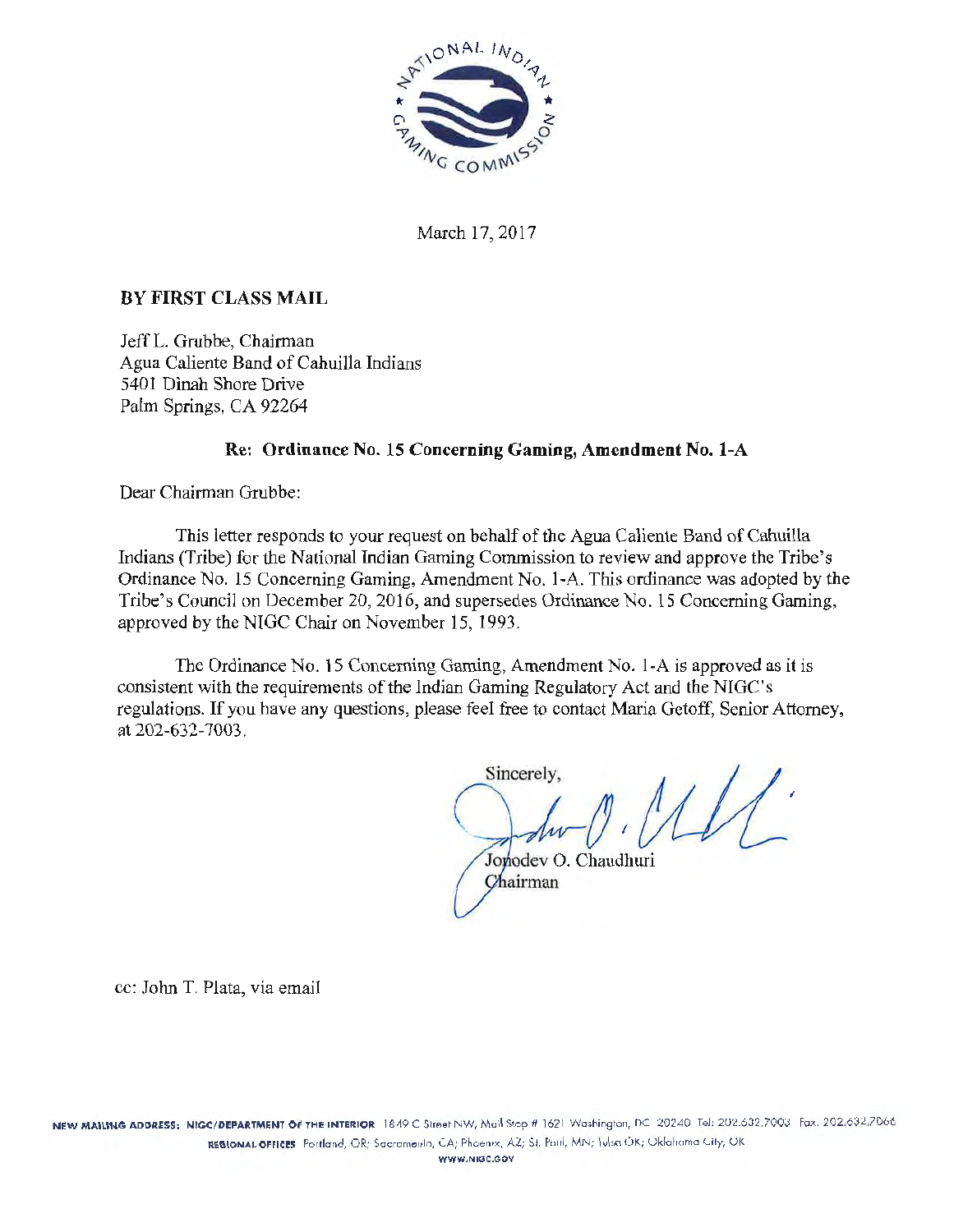March 17, 2017

**BY FIRST CLASS MAIL**

Jeff L. Grubbe, Chairman
Agua Caliente Band of Cahuilla Indians
5401 Dinah Shore Drive
Palm Springs, CA 92264

**Re: Ordinance No. 15 Concerning Gaming, Amendment No. 1-A**

Dear Chairman Grubbe:

This letter responds to your request on behalf of the Agua Caliente Band of Cahuilla Indians (Tribe) for the National Indian Gaming Commission to review and approve the Tribe's Ordinance No. 15 Concerning Gaming, Amendment No. 1-A. This ordinance was adopted by the Tribe's Council on December 20, 2016, and supersedes Ordinance No. 15 Concerning Gaming, approved by the NIGC Chair on November 15, 1993.

The Ordinance No. 15 Concerning Gaming, Amendment No. 1-A is approved as it is consistent with the requirements of the Indian Gaming Regulatory Act and the NIGC's regulations. If you have any questions, please feel free to contact Maria Getoff, Senior Attorney, at 202-632-7003.

Sincerely,

Jonodev O. Chaudhuri
Chairman

cc: John T. Plata, via email

NEW MAILING ADDRESS: NIGC/DEPARTMENT OF THE INTERIOR 1849 C Street NW, Mail Stop # 1621 Washington, DC 20240 Tel: 202.632.7003 Fax: 202.632.7066
REGIONAL OFFICES Portland, OR; Sacramento, CA; Phoenix, AZ; St. Paul, MN; Tulsa OK; Oklahoma City, OK
WWW.NIGC.GOV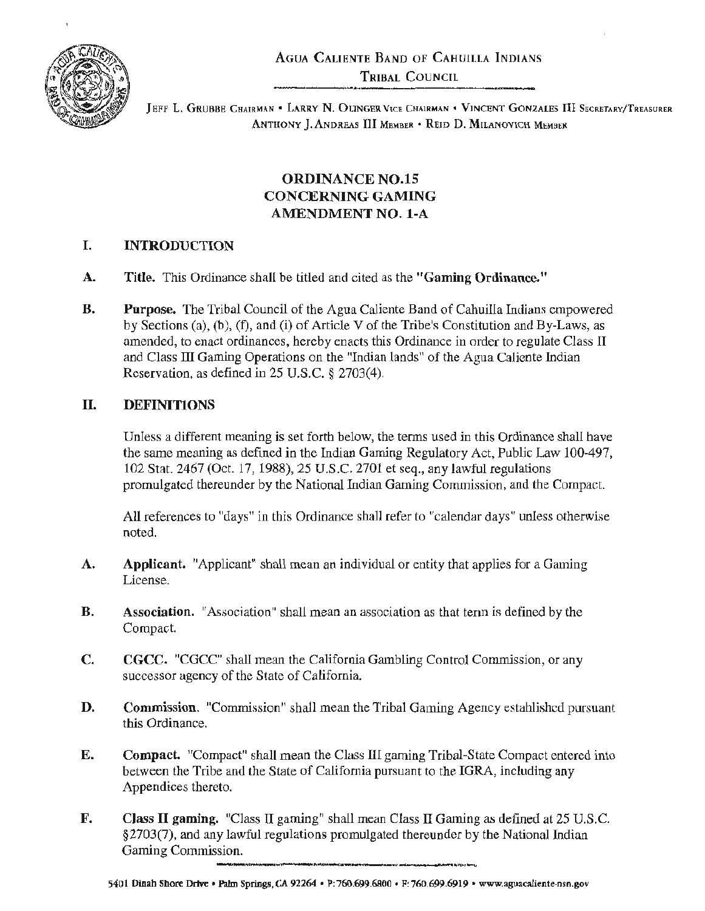AGUA CALIENTE BAND OF CAHUILLA INDIANS
TRIBAL COUNCIL

JEFF L. GRUBBE CHAIRMAN • LARRY N. OLINGER VICE CHAIRMAN • VINCENT GONZALES III SECRETARY/TREASURER
ANTHONY J. ANDREAS III MEMBER • REID D. MILANOVICH MEMBER

# ORDINANCE NO.15
# CONCERNING GAMING
# AMENDMENT NO. 1-A

## I. INTRODUCTION

**A. Title.** This Ordinance shall be titled and cited as the **"Gaming Ordinance."**

**B. Purpose.** The Tribal Council of the Agua Caliente Band of Cahuilla Indians empowered by Sections (a), (b), (f), and (i) of Article V of the Tribe's Constitution and By-Laws, as amended, to enact ordinances, hereby enacts this Ordinance in order to regulate Class II and Class III Gaming Operations on the "Indian lands" of the Agua Caliente Indian Reservation, as defined in 25 U.S.C. § 2703(4).

## II. DEFINITIONS

Unless a different meaning is set forth below, the terms used in this Ordinance shall have the same meaning as defined in the Indian Gaming Regulatory Act, Public Law 100-497, 102 Stat. 2467 (Oct. 17, 1988), 25 U.S.C. 2701 et seq., any lawful regulations promulgated thereunder by the National Indian Gaming Commission, and the Compact.

All references to "days" in this Ordinance shall refer to "calendar days" unless otherwise noted.

**A. Applicant.** "Applicant" shall mean an individual or entity that applies for a Gaming License.

**B. Association.** "Association" shall mean an association as that term is defined by the Compact.

**C. CGCC.** "CGCC" shall mean the California Gambling Control Commission, or any successor agency of the State of California.

**D. Commission.** "Commission" shall mean the Tribal Gaming Agency established pursuant this Ordinance.

**E. Compact.** "Compact" shall mean the Class III gaming Tribal-State Compact entered into between the Tribe and the State of California pursuant to the IGRA, including any Appendices thereto.

**F. Class II gaming.** "Class II gaming" shall mean Class II Gaming as defined at 25 U.S.C. §2703(7), and any lawful regulations promulgated thereunder by the National Indian Gaming Commission.

5401 Dinah Shore Drive • Palm Springs, CA 92264 • P: 760.699.6800 • F: 760.699.6919 • www.aguacaliente-nsn.gov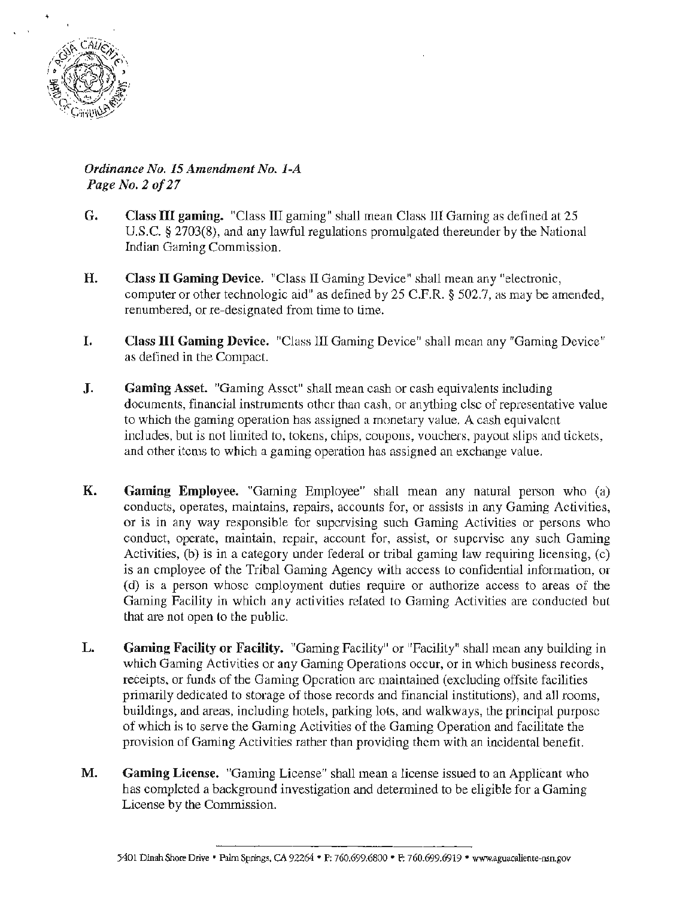*Ordinance No. 15 Amendment No. 1-A*
*Page No. 2 of 27*

**G. Class III gaming.** "Class III gaming" shall mean Class III Gaming as defined at 25 U.S.C. § 2703(8), and any lawful regulations promulgated thereunder by the National Indian Gaming Commission.

**H. Class II Gaming Device.** "Class II Gaming Device" shall mean any "electronic, computer or other technologic aid" as defined by 25 C.F.R. § 502.7, as may be amended, renumbered, or re-designated from time to time.

**I. Class III Gaming Device.** "Class III Gaming Device" shall mean any "Gaming Device" as defined in the Compact.

**J. Gaming Asset.** "Gaming Asset" shall mean cash or cash equivalents including documents, financial instruments other than cash, or anything else of representative value to which the gaming operation has assigned a monetary value. A cash equivalent includes, but is not limited to, tokens, chips, coupons, vouchers, payout slips and tickets, and other items to which a gaming operation has assigned an exchange value.

**K. Gaming Employee.** "Gaming Employee" shall mean any natural person who (a) conducts, operates, maintains, repairs, accounts for, or assists in any Gaming Activities, or is in any way responsible for supervising such Gaming Activities or persons who conduct, operate, maintain, repair, account for, assist, or supervise any such Gaming Activities, (b) is in a category under federal or tribal gaming law requiring licensing, (c) is an employee of the Tribal Gaming Agency with access to confidential information, or (d) is a person whose employment duties require or authorize access to areas of the Gaming Facility in which any activities related to Gaming Activities are conducted but that are not open to the public.

**L. Gaming Facility or Facility.** "Gaming Facility" or "Facility" shall mean any building in which Gaming Activities or any Gaming Operations occur, or in which business records, receipts, or funds of the Gaming Operation are maintained (excluding offsite facilities primarily dedicated to storage of those records and financial institutions), and all rooms, buildings, and areas, including hotels, parking lots, and walkways, the principal purpose of which is to serve the Gaming Activities of the Gaming Operation and facilitate the provision of Gaming Activities rather than providing them with an incidental benefit.

**M. Gaming License.** "Gaming License" shall mean a license issued to an Applicant who has completed a background investigation and determined to be eligible for a Gaming License by the Commission.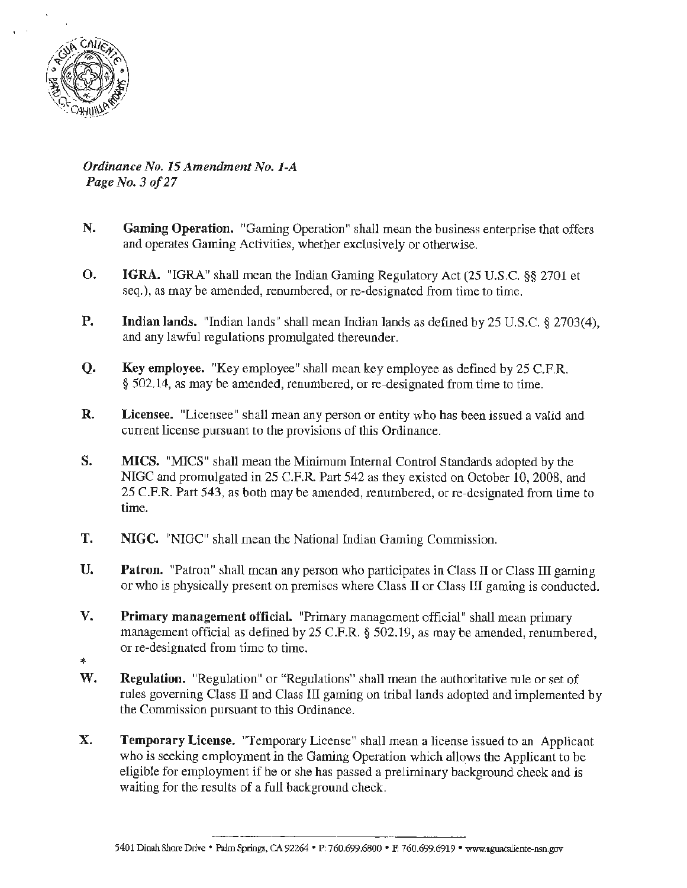**N.** **Gaming Operation.** "Gaming Operation" shall mean the business enterprise that offers and operates Gaming Activities, whether exclusively or otherwise.

**O.** **IGRA.** "IGRA" shall mean the Indian Gaming Regulatory Act (25 U.S.C. §§ 2701 et seq.), as may be amended, renumbered, or re-designated from time to time.

**P.** **Indian lands.** "Indian lands" shall mean Indian lands as defined by 25 U.S.C. § 2703(4), and any lawful regulations promulgated thereunder.

**Q.** **Key employee.** "Key employee" shall mean key employee as defined by 25 C.F.R. § 502.14, as may be amended, renumbered, or re-designated from time to time.

**R.** **Licensee.** "Licensee" shall mean any person or entity who has been issued a valid and current license pursuant to the provisions of this Ordinance.

**S.** **MICS.** "MICS" shall mean the Minimum Internal Control Standards adopted by the NIGC and promulgated in 25 C.F.R. Part 542 as they existed on October 10, 2008, and 25 C.F.R. Part 543, as both may be amended, renumbered, or re-designated from time to time.

**T.** **NIGC.** "NIGC" shall mean the National Indian Gaming Commission.

**U.** **Patron.** "Patron" shall mean any person who participates in Class II or Class III gaming or who is physically present on premises where Class II or Class III gaming is conducted.

**V.** **Primary management official.** "Primary management official" shall mean primary management official as defined by 25 C.F.R. § 502.19, as may be amended, renumbered, or re-designated from time to time.

*

**W.** **Regulation.** "Regulation" or "Regulations" shall mean the authoritative rule or set of rules governing Class II and Class III gaming on tribal lands adopted and implemented by the Commission pursuant to this Ordinance.

**X.** **Temporary License.** "Temporary License" shall mean a license issued to an Applicant who is seeking employment in the Gaming Operation which allows the Applicant to be eligible for employment if he or she has passed a preliminary background check and is waiting for the results of a full background check.

5401 Dinah Shore Drive • Palm Springs, CA 92264 • P: 760.699.6800 • F: 760.699.6919 • www.aguacaliente-nsn.gov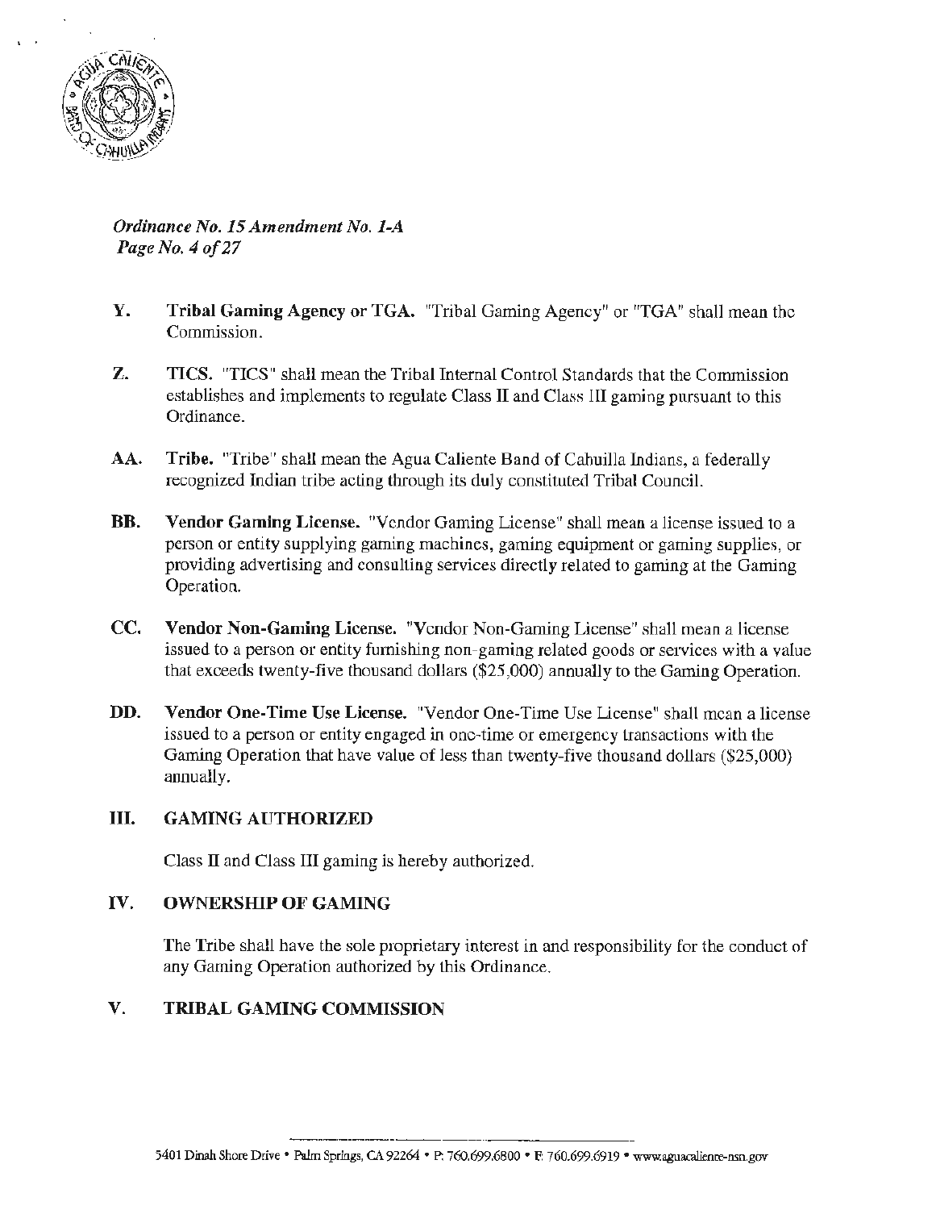- **Y.** **Tribal Gaming Agency or TGA.** "Tribal Gaming Agency" or "TGA" shall mean the Commission.

- **Z.** **TICS.** "TICS" shall mean the Tribal Internal Control Standards that the Commission establishes and implements to regulate Class II and Class III gaming pursuant to this Ordinance.

- **AA.** **Tribe.** "Tribe" shall mean the Agua Caliente Band of Cahuilla Indians, a federally recognized Indian tribe acting through its duly constituted Tribal Council.

- **BB.** **Vendor Gaming License.** "Vendor Gaming License" shall mean a license issued to a person or entity supplying gaming machines, gaming equipment or gaming supplies, or providing advertising and consulting services directly related to gaming at the Gaming Operation.

- **CC.** **Vendor Non-Gaming License.** "Vendor Non-Gaming License" shall mean a license issued to a person or entity furnishing non-gaming related goods or services with a value that exceeds twenty-five thousand dollars ($25,000) annually to the Gaming Operation.

- **DD.** **Vendor One-Time Use License.** "Vendor One-Time Use License" shall mean a license issued to a person or entity engaged in one-time or emergency transactions with the Gaming Operation that have value of less than twenty-five thousand dollars ($25,000) annually.

## III. GAMING AUTHORIZED

Class II and Class III gaming is hereby authorized.

## IV. OWNERSHIP OF GAMING

The Tribe shall have the sole proprietary interest in and responsibility for the conduct of any Gaming Operation authorized by this Ordinance.

## V. TRIBAL GAMING COMMISSION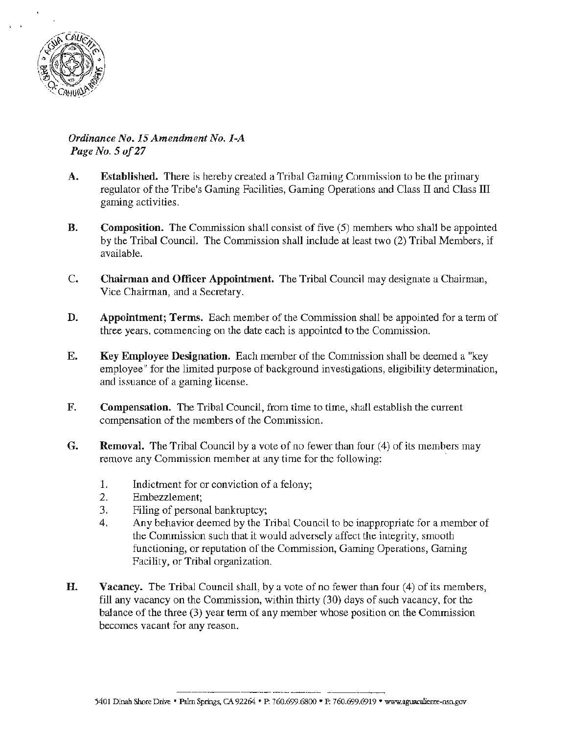*Ordinance No. 15 Amendment No. 1-A*
*Page No. 5 of 27*

**A.** **Established.** There is hereby created a Tribal Gaming Commission to be the primary regulator of the Tribe's Gaming Facilities, Gaming Operations and Class II and Class III gaming activities.

**B.** **Composition.** The Commission shall consist of five (5) members who shall be appointed by the Tribal Council. The Commission shall include at least two (2) Tribal Members, if available.

**C.** **Chairman and Officer Appointment.** The Tribal Council may designate a Chairman, Vice Chairman, and a Secretary.

**D.** **Appointment; Terms.** Each member of the Commission shall be appointed for a term of three years, commencing on the date each is appointed to the Commission.

**E.** **Key Employee Designation.** Each member of the Commission shall be deemed a "key employee" for the limited purpose of background investigations, eligibility determination, and issuance of a gaming license.

**F.** **Compensation.** The Tribal Council, from time to time, shall establish the current compensation of the members of the Commission.

**G.** **Removal.** The Tribal Council by a vote of no fewer than four (4) of its members may remove any Commission member at any time for the following:

1. Indictment for or conviction of a felony;
2. Embezzlement;
3. Filing of personal bankruptcy;
4. Any behavior deemed by the Tribal Council to be inappropriate for a member of the Commission such that it would adversely affect the integrity, smooth functioning, or reputation of the Commission, Gaming Operations, Gaming Facility, or Tribal organization.

**H.** **Vacancy.** The Tribal Council shall, by a vote of no fewer than four (4) of its members, fill any vacancy on the Commission, within thirty (30) days of such vacancy, for the balance of the three (3) year term of any member whose position on the Commission becomes vacant for any reason.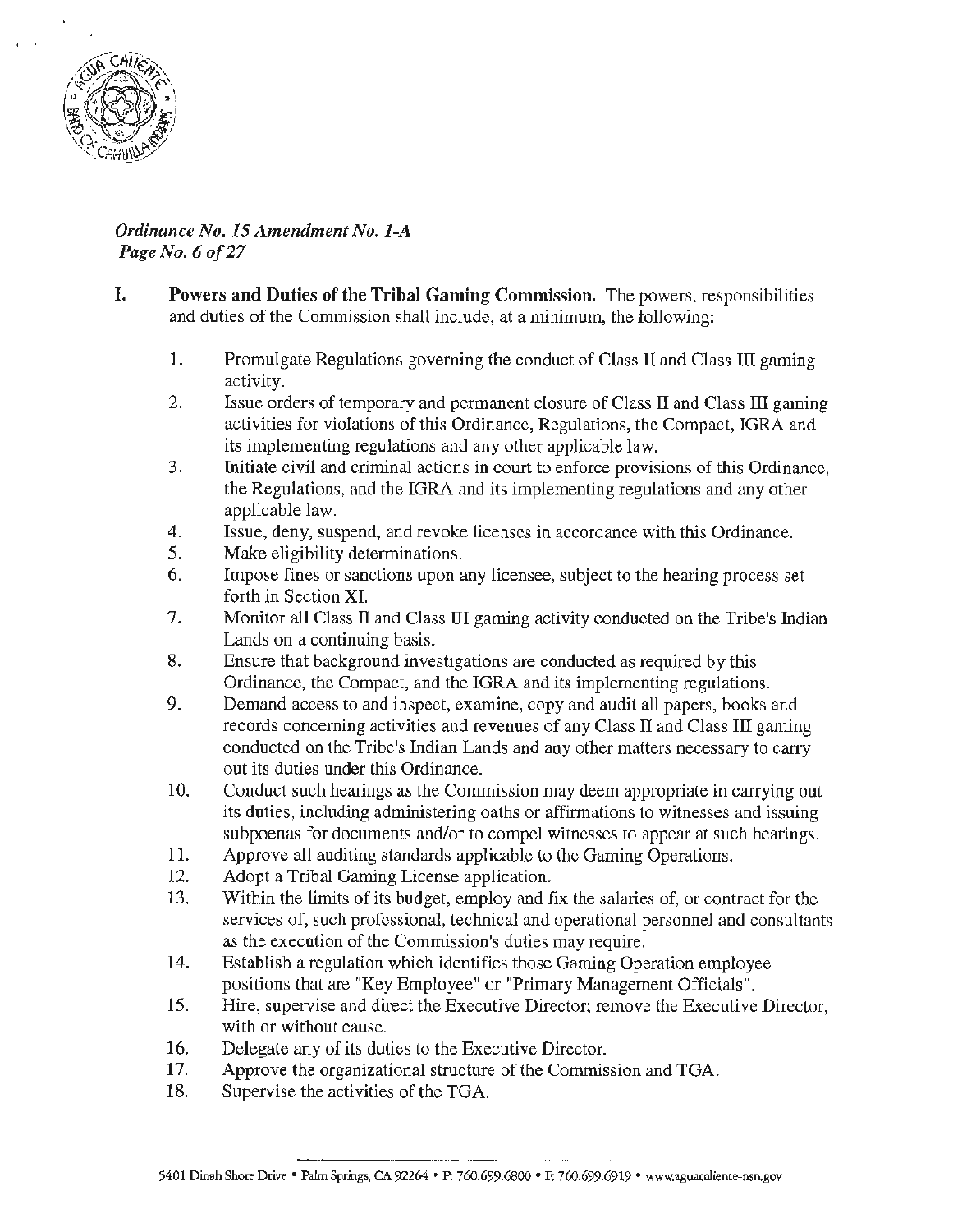I. **Powers and Duties of the Tribal Gaming Commission.** The powers, responsibilities and duties of the Commission shall include, at a minimum, the following:

1. Promulgate Regulations governing the conduct of Class II and Class III gaming activity.
2. Issue orders of temporary and permanent closure of Class II and Class III gaming activities for violations of this Ordinance, Regulations, the Compact, IGRA and its implementing regulations and any other applicable law.
3. Initiate civil and criminal actions in court to enforce provisions of this Ordinance, the Regulations, and the IGRA and its implementing regulations and any other applicable law.
4. Issue, deny, suspend, and revoke licenses in accordance with this Ordinance.
5. Make eligibility determinations.
6. Impose fines or sanctions upon any licensee, subject to the hearing process set forth in Section XI.
7. Monitor all Class II and Class III gaming activity conducted on the Tribe's Indian Lands on a continuing basis.
8. Ensure that background investigations are conducted as required by this Ordinance, the Compact, and the IGRA and its implementing regulations.
9. Demand access to and inspect, examine, copy and audit all papers, books and records concerning activities and revenues of any Class II and Class III gaming conducted on the Tribe's Indian Lands and any other matters necessary to carry out its duties under this Ordinance.
10. Conduct such hearings as the Commission may deem appropriate in carrying out its duties, including administering oaths or affirmations to witnesses and issuing subpoenas for documents and/or to compel witnesses to appear at such hearings.
11. Approve all auditing standards applicable to the Gaming Operations.
12. Adopt a Tribal Gaming License application.
13. Within the limits of its budget, employ and fix the salaries of, or contract for the services of, such professional, technical and operational personnel and consultants as the execution of the Commission's duties may require.
14. Establish a regulation which identifies those Gaming Operation employee positions that are "Key Employee" or "Primary Management Officials".
15. Hire, supervise and direct the Executive Director; remove the Executive Director, with or without cause.
16. Delegate any of its duties to the Executive Director.
17. Approve the organizational structure of the Commission and TGA.
18. Supervise the activities of the TGA.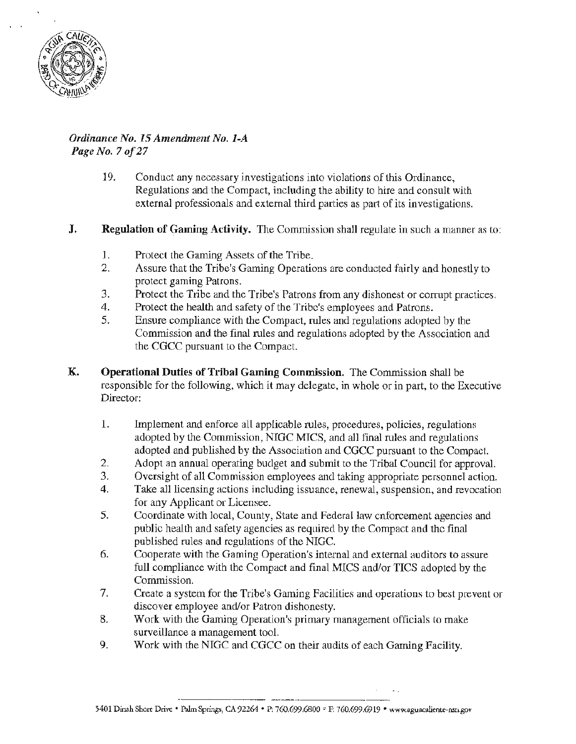19. Conduct any necessary investigations into violations of this Ordinance, Regulations and the Compact, including the ability to hire and consult with external professionals and external third parties as part of its investigations.

**J. Regulation of Gaming Activity.** The Commission shall regulate in such a manner as to:

1. Protect the Gaming Assets of the Tribe.
2. Assure that the Tribe's Gaming Operations are conducted fairly and honestly to protect gaming Patrons.
3. Protect the Tribe and the Tribe's Patrons from any dishonest or corrupt practices.
4. Protect the health and safety of the Tribe's employees and Patrons.
5. Ensure compliance with the Compact, rules and regulations adopted by the Commission and the final rules and regulations adopted by the Association and the CGCC pursuant to the Compact.

**K. Operational Duties of Tribal Gaming Commission.** The Commission shall be responsible for the following, which it may delegate, in whole or in part, to the Executive Director:

1. Implement and enforce all applicable rules, procedures, policies, regulations adopted by the Commission, NIGC MICS, and all final rules and regulations adopted and published by the Association and CGCC pursuant to the Compact.
2. Adopt an annual operating budget and submit to the Tribal Council for approval.
3. Oversight of all Commission employees and taking appropriate personnel action.
4. Take all licensing actions including issuance, renewal, suspension, and revocation for any Applicant or Licensee.
5. Coordinate with local, County, State and Federal law enforcement agencies and public health and safety agencies as required by the Compact and the final published rules and regulations of the NIGC.
6. Cooperate with the Gaming Operation's internal and external auditors to assure full compliance with the Compact and final MICS and/or TICS adopted by the Commission.
7. Create a system for the Tribe's Gaming Facilities and operations to best prevent or discover employee and/or Patron dishonesty.
8. Work with the Gaming Operation's primary management officials to make surveillance a management tool.
9. Work with the NIGC and CGCC on their audits of each Gaming Facility.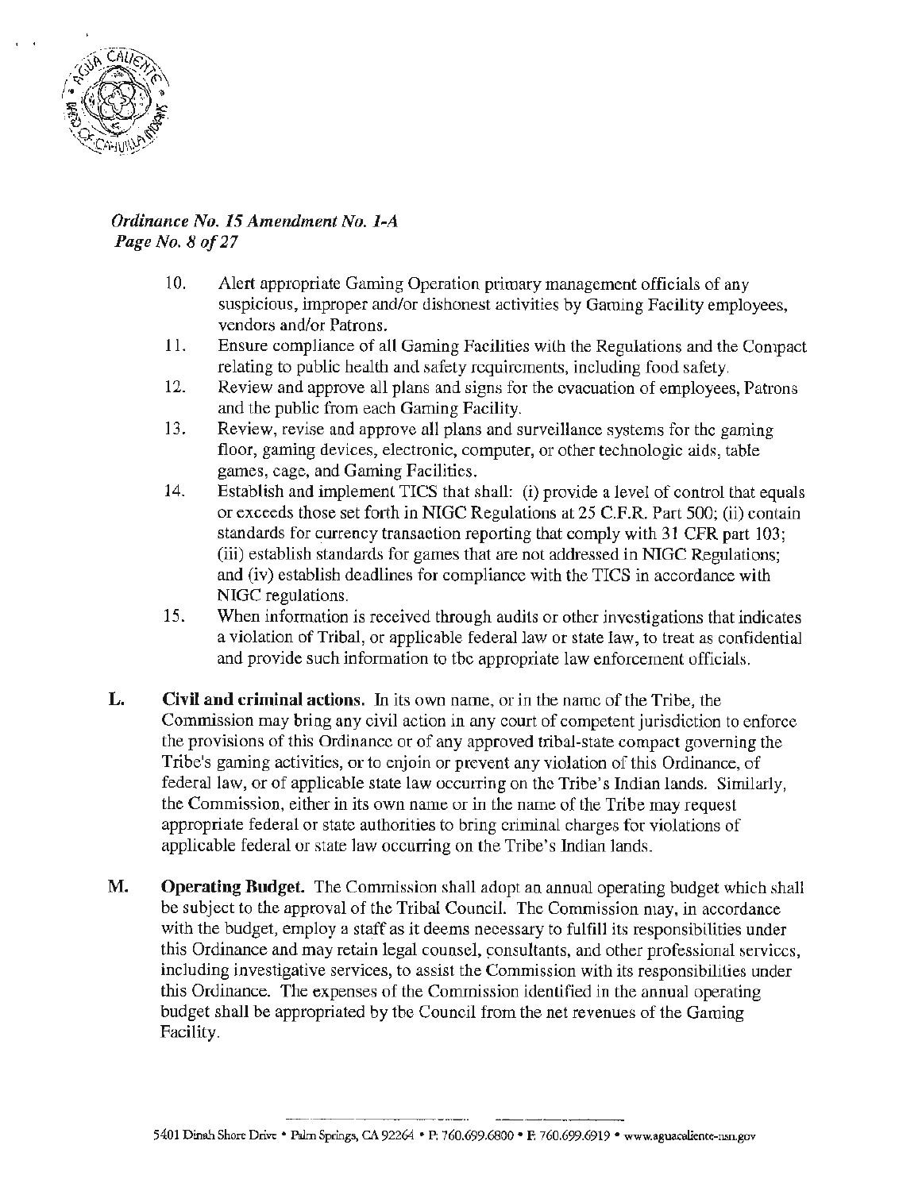10. Alert appropriate Gaming Operation primary management officials of any suspicious, improper and/or dishonest activities by Gaming Facility employees, vendors and/or Patrons.
11. Ensure compliance of all Gaming Facilities with the Regulations and the Compact relating to public health and safety requirements, including food safety.
12. Review and approve all plans and signs for the evacuation of employees, Patrons and the public from each Gaming Facility.
13. Review, revise and approve all plans and surveillance systems for the gaming floor, gaming devices, electronic, computer, or other technologic aids, table games, cage, and Gaming Facilities.
14. Establish and implement TICS that shall: (i) provide a level of control that equals or exceeds those set forth in NIGC Regulations at 25 C.F.R. Part 500; (ii) contain standards for currency transaction reporting that comply with 31 CFR part 103; (iii) establish standards for games that are not addressed in NIGC Regulations; and (iv) establish deadlines for compliance with the TICS in accordance with NIGC regulations.
15. When information is received through audits or other investigations that indicates a violation of Tribal, or applicable federal law or state law, to treat as confidential and provide such information to the appropriate law enforcement officials.

**L. Civil and criminal actions.** In its own name, or in the name of the Tribe, the Commission may bring any civil action in any court of competent jurisdiction to enforce the provisions of this Ordinance or of any approved tribal-state compact governing the Tribe's gaming activities, or to enjoin or prevent any violation of this Ordinance, of federal law, or of applicable state law occurring on the Tribe's Indian lands. Similarly, the Commission, either in its own name or in the name of the Tribe may request appropriate federal or state authorities to bring criminal charges for violations of applicable federal or state law occurring on the Tribe's Indian lands.

**M. Operating Budget.** The Commission shall adopt an annual operating budget which shall be subject to the approval of the Tribal Council. The Commission may, in accordance with the budget, employ a staff as it deems necessary to fulfill its responsibilities under this Ordinance and may retain legal counsel, consultants, and other professional services, including investigative services, to assist the Commission with its responsibilities under this Ordinance. The expenses of the Commission identified in the annual operating budget shall be appropriated by the Council from the net revenues of the Gaming Facility.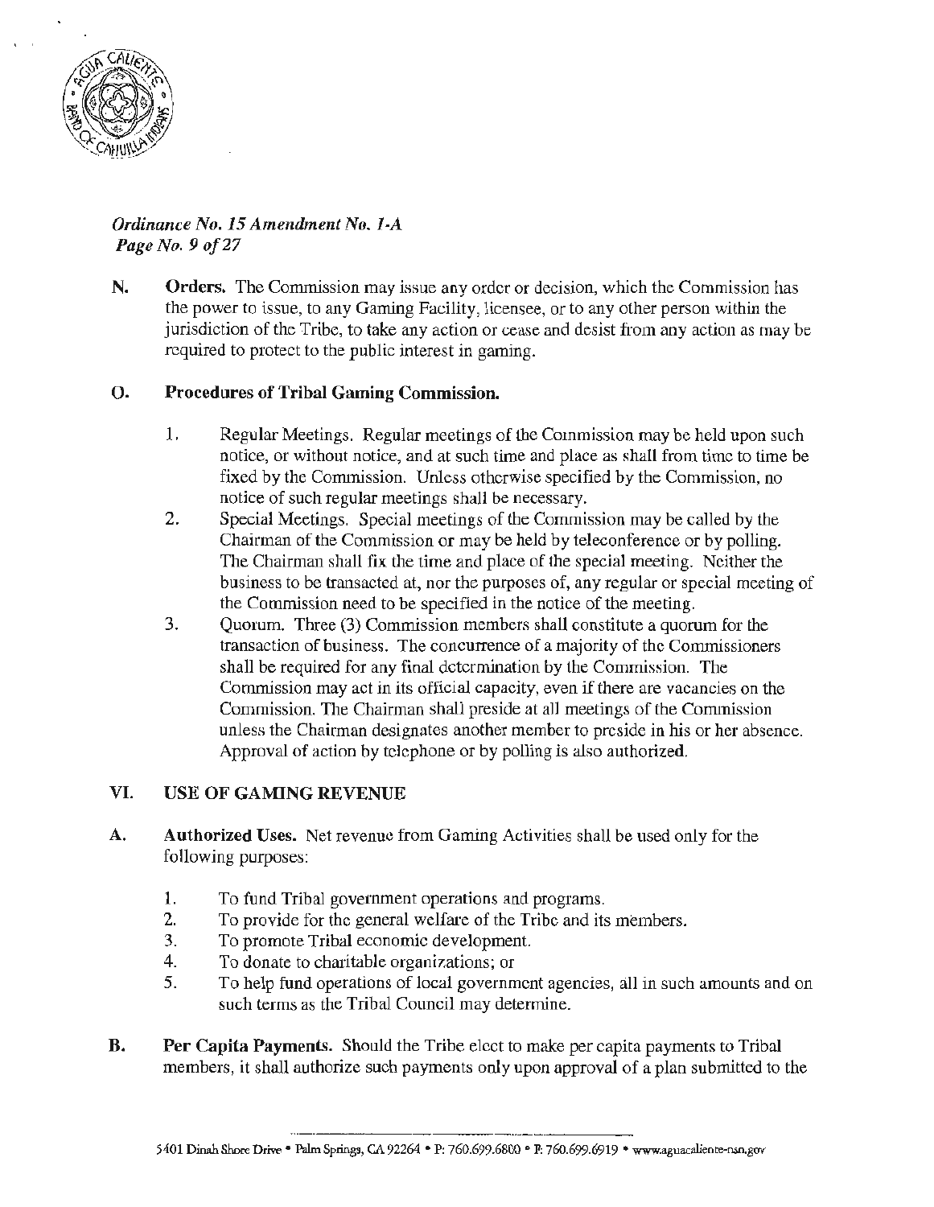**N. Orders.** The Commission may issue any order or decision, which the Commission has the power to issue, to any Gaming Facility, licensee, or to any other person within the jurisdiction of the Tribe, to take any action or cease and desist from any action as may be required to protect to the public interest in gaming.

**O. Procedures of Tribal Gaming Commission.**

1. Regular Meetings. Regular meetings of the Commission may be held upon such notice, or without notice, and at such time and place as shall from time to time be fixed by the Commission. Unless otherwise specified by the Commission, no notice of such regular meetings shall be necessary.
2. Special Meetings. Special meetings of the Commission may be called by the Chairman of the Commission or may be held by teleconference or by polling. The Chairman shall fix the time and place of the special meeting. Neither the business to be transacted at, nor the purposes of, any regular or special meeting of the Commission need to be specified in the notice of the meeting.
3. Quorum. Three (3) Commission members shall constitute a quorum for the transaction of business. The concurrence of a majority of the Commissioners shall be required for any final determination by the Commission. The Commission may act in its official capacity, even if there are vacancies on the Commission. The Chairman shall preside at all meetings of the Commission unless the Chairman designates another member to preside in his or her absence. Approval of action by telephone or by polling is also authorized.

## VI. USE OF GAMING REVENUE

**A. Authorized Uses.** Net revenue from Gaming Activities shall be used only for the following purposes:

1. To fund Tribal government operations and programs.
2. To provide for the general welfare of the Tribe and its members.
3. To promote Tribal economic development.
4. To donate to charitable organizations; or
5. To help fund operations of local government agencies, all in such amounts and on such terms as the Tribal Council may determine.

**B. Per Capita Payments.** Should the Tribe elect to make per capita payments to Tribal members, it shall authorize such payments only upon approval of a plan submitted to the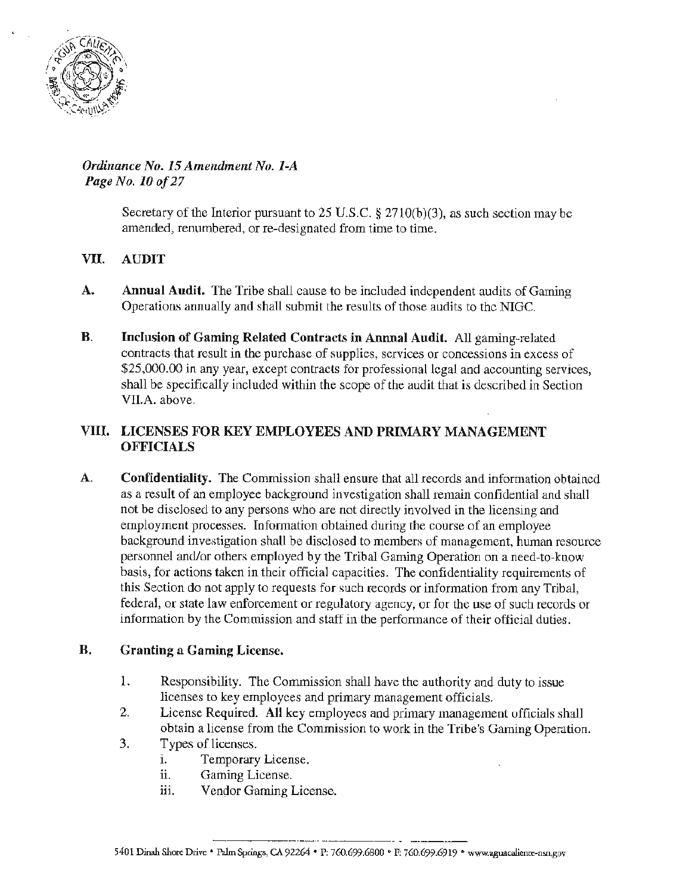Secretary of the Interior pursuant to 25 U.S.C. § 2710(b)(3), as such section may be amended, renumbered, or re-designated from time to time.

## VII. AUDIT

**A. Annual Audit.** The Tribe shall cause to be included independent audits of Gaming Operations annually and shall submit the results of those audits to the NIGC.

**B. Inclusion of Gaming Related Contracts in Annual Audit.** All gaming-related contracts that result in the purchase of supplies, services or concessions in excess of $25,000.00 in any year, except contracts for professional legal and accounting services, shall be specifically included within the scope of the audit that is described in Section VII.A. above.

## VIII. LICENSES FOR KEY EMPLOYEES AND PRIMARY MANAGEMENT OFFICIALS

**A. Confidentiality.** The Commission shall ensure that all records and information obtained as a result of an employee background investigation shall remain confidential and shall not be disclosed to any persons who are not directly involved in the licensing and employment processes. Information obtained during the course of an employee background investigation shall be disclosed to members of management, human resource personnel and/or others employed by the Tribal Gaming Operation on a need-to-know basis, for actions taken in their official capacities. The confidentiality requirements of this Section do not apply to requests for such records or information from any Tribal, federal, or state law enforcement or regulatory agency, or for the use of such records or information by the Commission and staff in the performance of their official duties.

**B. Granting a Gaming License.**

1. Responsibility. The Commission shall have the authority and duty to issue licenses to key employees and primary management officials.
2. License Required. All key employees and primary management officials shall obtain a license from the Commission to work in the Tribe's Gaming Operation.
3. Types of licenses.
   i. Temporary License.
   ii. Gaming License.
   iii. Vendor Gaming License.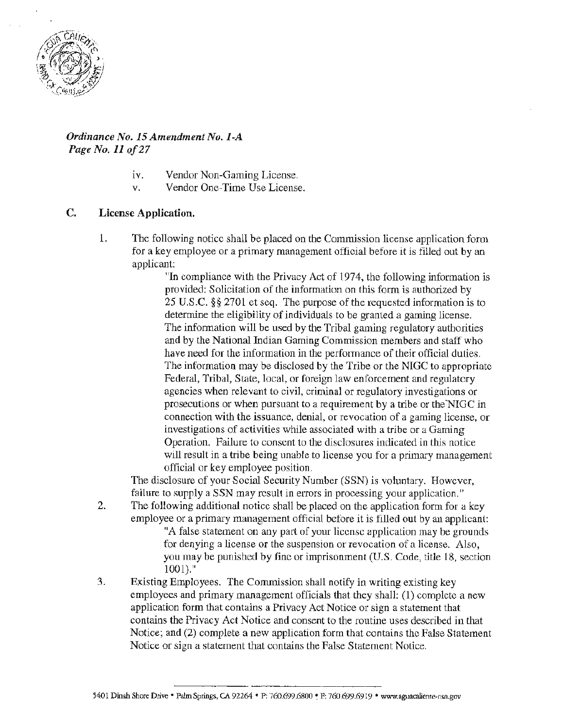iv. Vendor Non-Gaming License.
v. Vendor One-Time Use License.

## C. License Application.

1. The following notice shall be placed on the Commission license application form for a key employee or a primary management official before it is filled out by an applicant:

    "In compliance with the Privacy Act of 1974, the following information is provided: Solicitation of the information on this form is authorized by 25 U.S.C. §§ 2701 et seq. The purpose of the requested information is to determine the eligibility of individuals to be granted a gaming license. The information will be used by the Tribal gaming regulatory authorities and by the National Indian Gaming Commission members and staff who have need for the information in the performance of their official duties. The information may be disclosed by the Tribe or the NIGC to appropriate Federal, Tribal, State, local, or foreign law enforcement and regulatory agencies when relevant to civil, criminal or regulatory investigations or prosecutions or when pursuant to a requirement by a tribe or the NIGC in connection with the issuance, denial, or revocation of a gaming license, or investigations of activities while associated with a tribe or a Gaming Operation. Failure to consent to the disclosures indicated in this notice will result in a tribe being unable to license you for a primary management official or key employee position.

    The disclosure of your Social Security Number (SSN) is voluntary. However, failure to supply a SSN may result in errors in processing your application."

2. The following additional notice shall be placed on the application form for a key employee or a primary management official before it is filled out by an applicant:

    "A false statement on any part of your license application may be grounds for denying a license or the suspension or revocation of a license. Also, you may be punished by fine or imprisonment (U.S. Code, title 18, section 1001)."

3. Existing Employees. The Commission shall notify in writing existing key employees and primary management officials that they shall: (1) complete a new application form that contains a Privacy Act Notice or sign a statement that contains the Privacy Act Notice and consent to the routine uses described in that Notice; and (2) complete a new application form that contains the False Statement Notice or sign a statement that contains the False Statement Notice.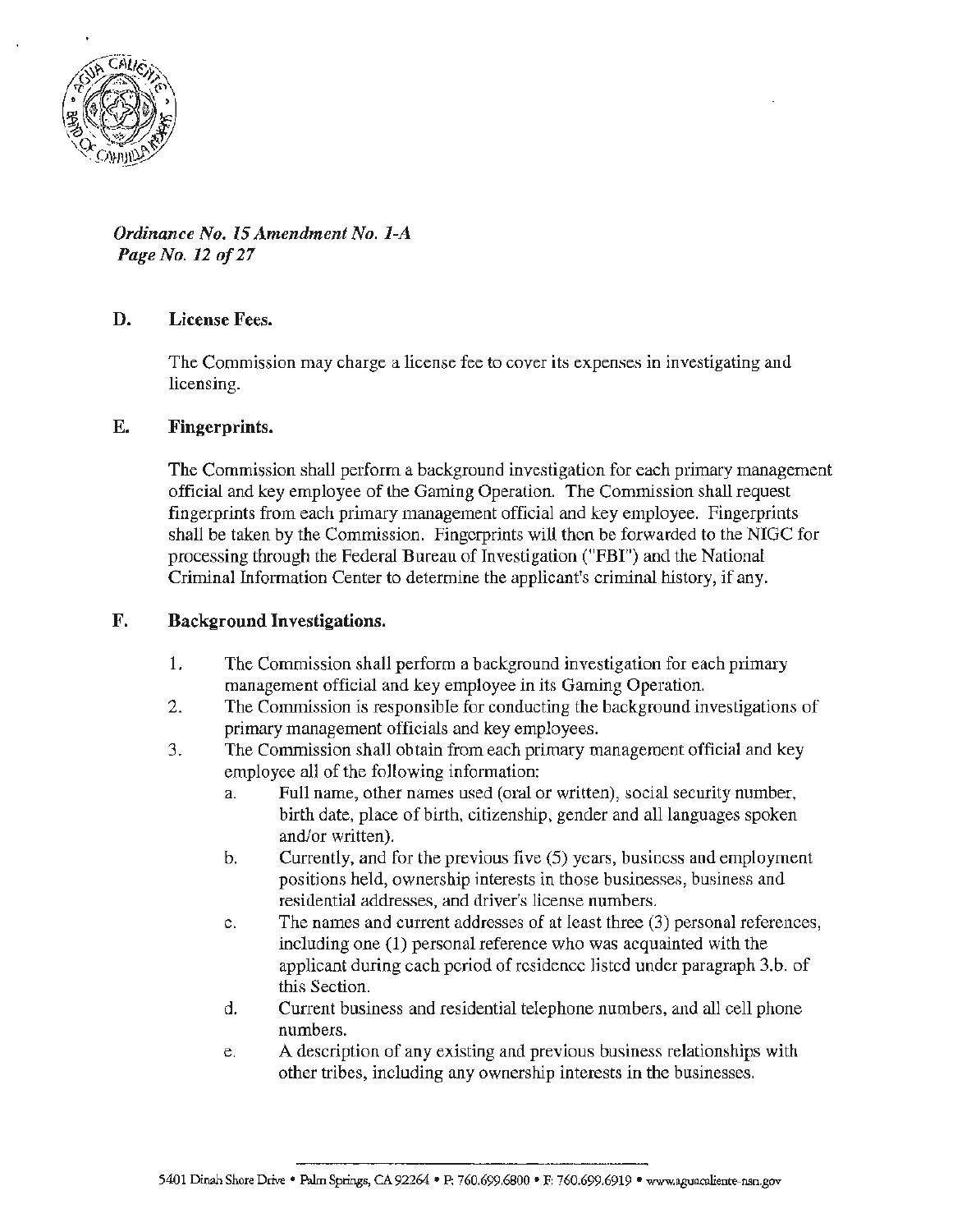*Ordinance No. 15 Amendment No. 1-A*
*Page No. 12 of 27*

## D. License Fees.

The Commission may charge a license fee to cover its expenses in investigating and licensing.

## E. Fingerprints.

The Commission shall perform a background investigation for each primary management official and key employee of the Gaming Operation. The Commission shall request fingerprints from each primary management official and key employee. Fingerprints shall be taken by the Commission. Fingerprints will then be forwarded to the NIGC for processing through the Federal Bureau of Investigation ("FBI") and the National Criminal Information Center to determine the applicant's criminal history, if any.

## F. Background Investigations.

1. The Commission shall perform a background investigation for each primary management official and key employee in its Gaming Operation.
2. The Commission is responsible for conducting the background investigations of primary management officials and key employees.
3. The Commission shall obtain from each primary management official and key employee all of the following information:
   a. Full name, other names used (oral or written), social security number, birth date, place of birth, citizenship, gender and all languages spoken and/or written).
   b. Currently, and for the previous five (5) years, business and employment positions held, ownership interests in those businesses, business and residential addresses, and driver's license numbers.
   c. The names and current addresses of at least three (3) personal references, including one (1) personal reference who was acquainted with the applicant during each period of residence listed under paragraph 3.b. of this Section.
   d. Current business and residential telephone numbers, and all cell phone numbers.
   e. A description of any existing and previous business relationships with other tribes, including any ownership interests in the businesses.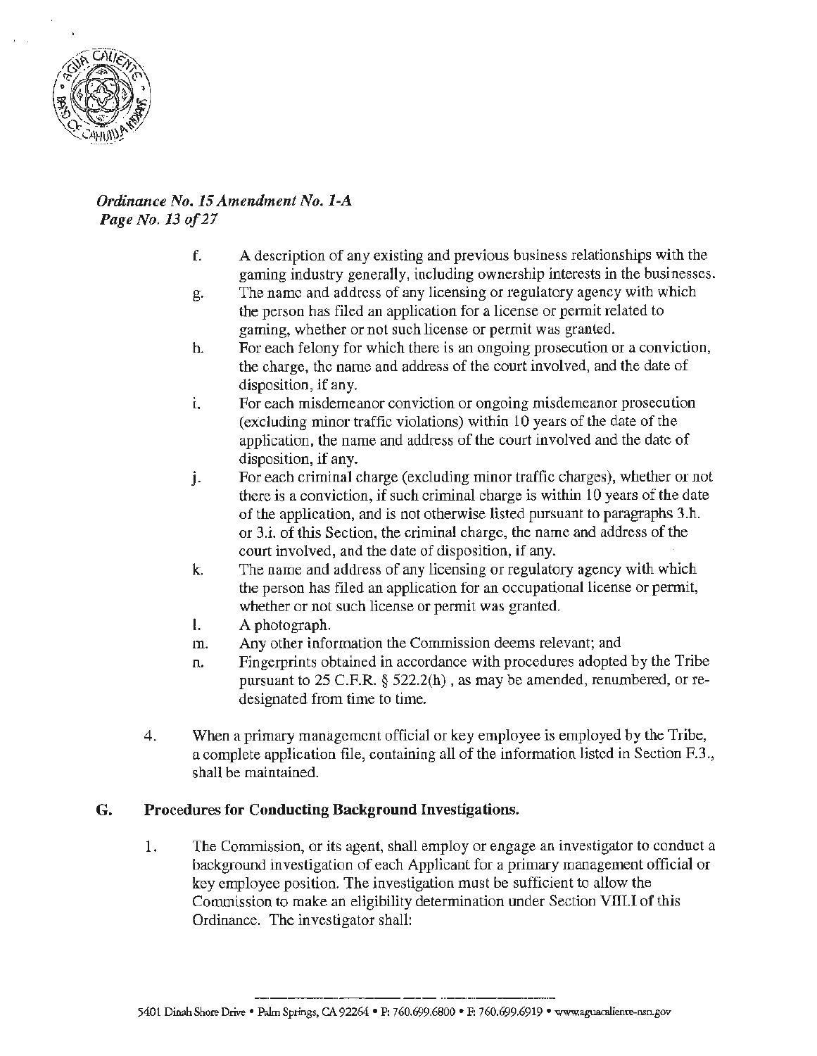f. A description of any existing and previous business relationships with the gaming industry generally, including ownership interests in the businesses.

g. The name and address of any licensing or regulatory agency with which the person has filed an application for a license or permit related to gaming, whether or not such license or permit was granted.

h. For each felony for which there is an ongoing prosecution or a conviction, the charge, the name and address of the court involved, and the date of disposition, if any.

i. For each misdemeanor conviction or ongoing misdemeanor prosecution (excluding minor traffic violations) within 10 years of the date of the application, the name and address of the court involved and the date of disposition, if any.

j. For each criminal charge (excluding minor traffic charges), whether or not there is a conviction, if such criminal charge is within 10 years of the date of the application, and is not otherwise listed pursuant to paragraphs 3.h. or 3.i. of this Section, the criminal charge, the name and address of the court involved, and the date of disposition, if any.

k. The name and address of any licensing or regulatory agency with which the person has filed an application for an occupational license or permit, whether or not such license or permit was granted.

l. A photograph.

m. Any other information the Commission deems relevant; and

n. Fingerprints obtained in accordance with procedures adopted by the Tribe pursuant to 25 C.F.R. § 522.2(h) , as may be amended, renumbered, or re-designated from time to time.

4. When a primary management official or key employee is employed by the Tribe, a complete application file, containing all of the information listed in Section F.3., shall be maintained.

## G. Procedures for Conducting Background Investigations.

1. The Commission, or its agent, shall employ or engage an investigator to conduct a background investigation of each Applicant for a primary management official or key employee position. The investigation must be sufficient to allow the Commission to make an eligibility determination under Section VIII.I of this Ordinance. The investigator shall: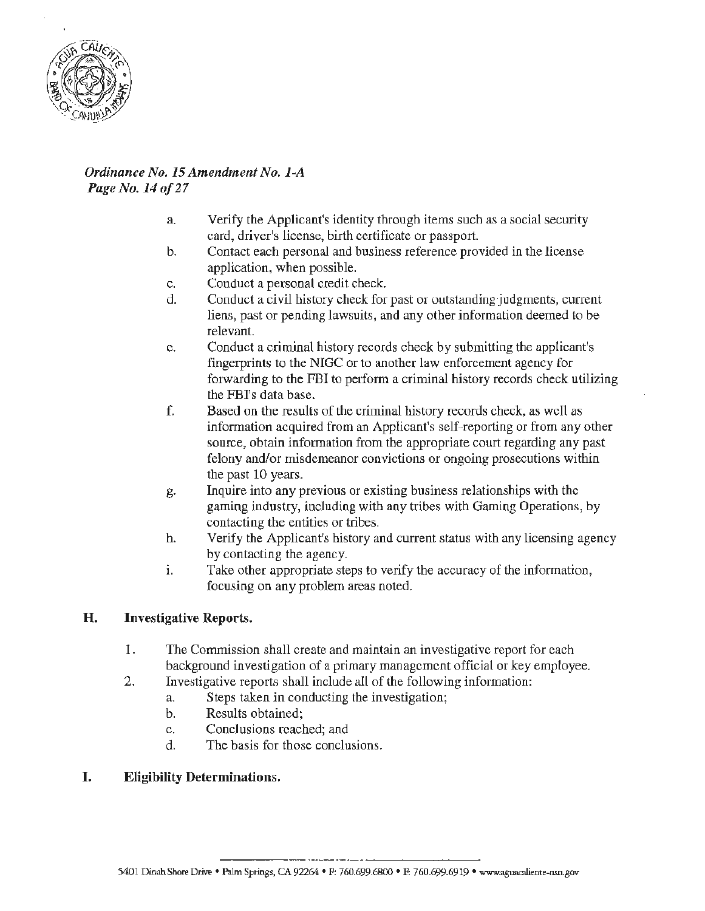a. Verify the Applicant's identity through items such as a social security card, driver's license, birth certificate or passport.
b. Contact each personal and business reference provided in the license application, when possible.
c. Conduct a personal credit check.
d. Conduct a civil history check for past or outstanding judgments, current liens, past or pending lawsuits, and any other information deemed to be relevant.
e. Conduct a criminal history records check by submitting the applicant's fingerprints to the NIGC or to another law enforcement agency for forwarding to the FBI to perform a criminal history records check utilizing the FBI's data base.
f. Based on the results of the criminal history records check, as well as information acquired from an Applicant's self-reporting or from any other source, obtain information from the appropriate court regarding any past felony and/or misdemeanor convictions or ongoing prosecutions within the past 10 years.
g. Inquire into any previous or existing business relationships with the gaming industry, including with any tribes with Gaming Operations, by contacting the entities or tribes.
h. Verify the Applicant's history and current status with any licensing agency by contacting the agency.
i. Take other appropriate steps to verify the accuracy of the information, focusing on any problem areas noted.

## H. Investigative Reports.

1. The Commission shall create and maintain an investigative report for each background investigation of a primary management official or key employee.
2. Investigative reports shall include all of the following information:
   a. Steps taken in conducting the investigation;
   b. Results obtained;
   c. Conclusions reached; and
   d. The basis for those conclusions.

## I. Eligibility Determinations.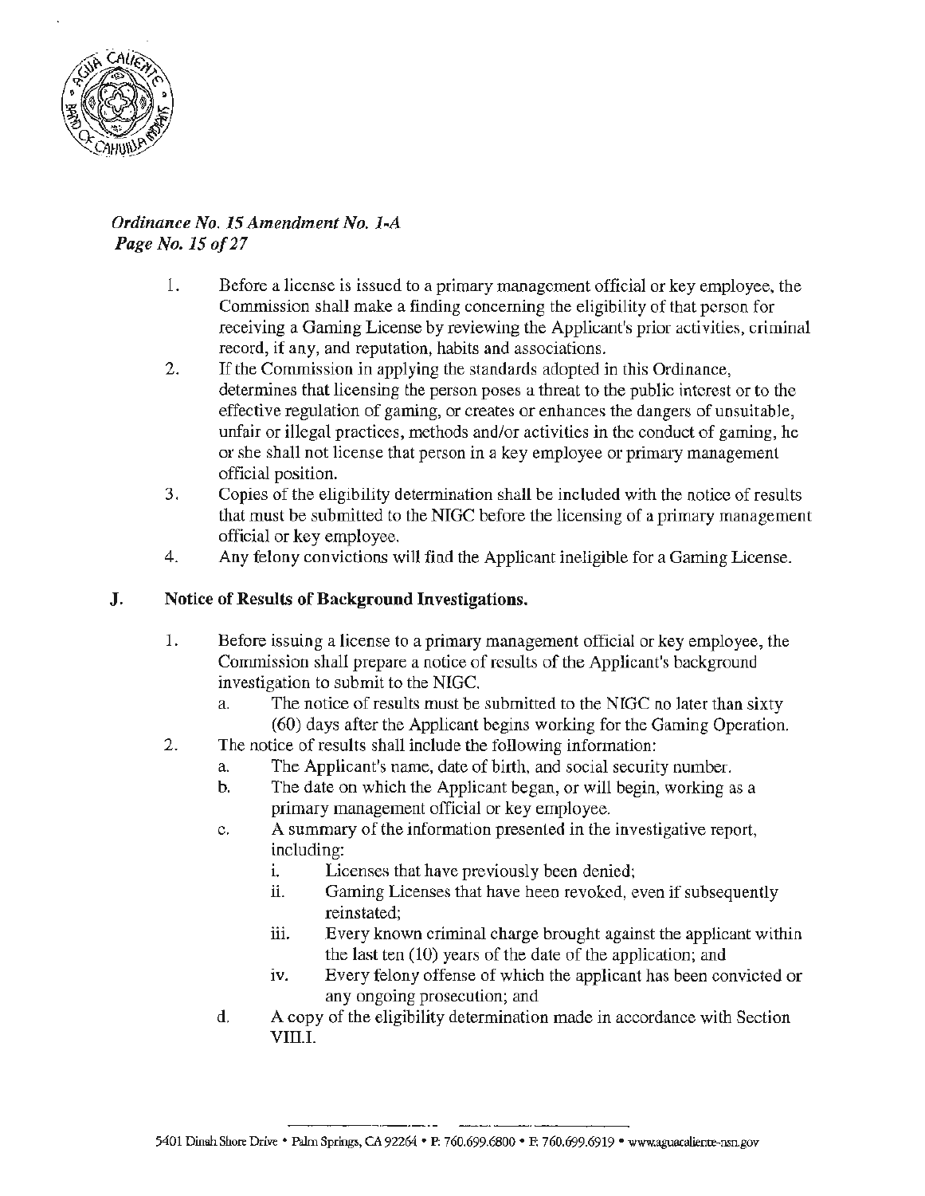*Ordinance No. 15 Amendment No. 1-A*
*Page No. 15 of 27*

1. Before a license is issued to a primary management official or key employee, the Commission shall make a finding concerning the eligibility of that person for receiving a Gaming License by reviewing the Applicant's prior activities, criminal record, if any, and reputation, habits and associations.
2. If the Commission in applying the standards adopted in this Ordinance, determines that licensing the person poses a threat to the public interest or to the effective regulation of gaming, or creates or enhances the dangers of unsuitable, unfair or illegal practices, methods and/or activities in the conduct of gaming, he or she shall not license that person in a key employee or primary management official position.
3. Copies of the eligibility determination shall be included with the notice of results that must be submitted to the NIGC before the licensing of a primary management official or key employee.
4. Any felony convictions will find the Applicant ineligible for a Gaming License.

**J. Notice of Results of Background Investigations.**

1. Before issuing a license to a primary management official or key employee, the Commission shall prepare a notice of results of the Applicant's background investigation to submit to the NIGC.
   a. The notice of results must be submitted to the NIGC no later than sixty (60) days after the Applicant begins working for the Gaming Operation.
2. The notice of results shall include the following information:
   a. The Applicant's name, date of birth, and social security number.
   b. The date on which the Applicant began, or will begin, working as a primary management official or key employee.
   c. A summary of the information presented in the investigative report, including:
      i. Licenses that have previously been denied;
      ii. Gaming Licenses that have been revoked, even if subsequently reinstated;
      iii. Every known criminal charge brought against the applicant within the last ten (10) years of the date of the application; and
      iv. Every felony offense of which the applicant has been convicted or any ongoing prosecution; and
   d. A copy of the eligibility determination made in accordance with Section VIII.I.

5401 Dinah Shore Drive • Palm Springs, CA 92264 • P: 760.699.6800 • F: 760.699.6919 • www.aguacaliente-nsn.gov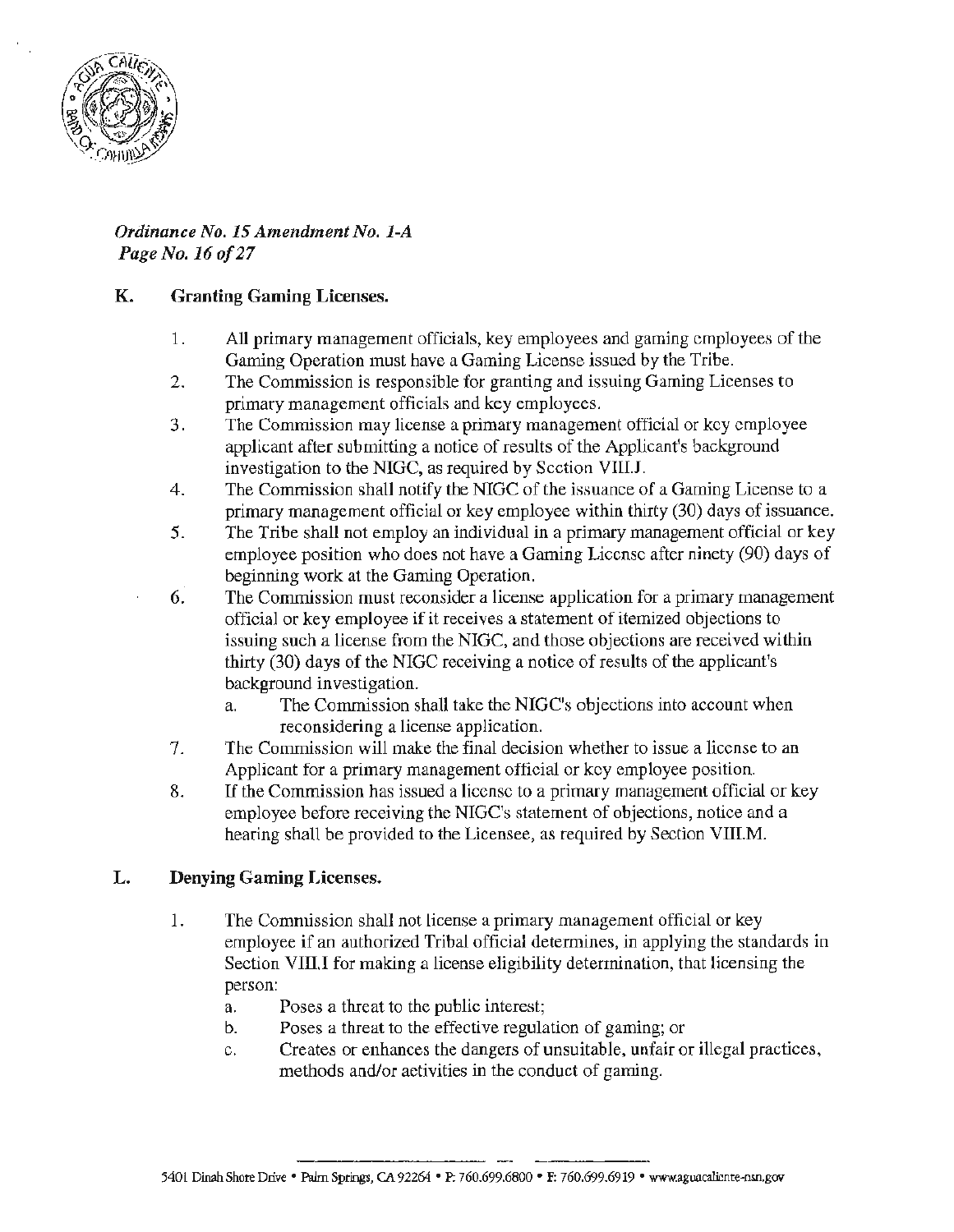*Ordinance No. 15 Amendment No. 1-A*
*Page No. 16 of 27*

## K. Granting Gaming Licenses.

1. All primary management officials, key employees and gaming employees of the Gaming Operation must have a Gaming License issued by the Tribe.
2. The Commission is responsible for granting and issuing Gaming Licenses to primary management officials and key employees.
3. The Commission may license a primary management official or key employee applicant after submitting a notice of results of the Applicant's background investigation to the NIGC, as required by Section VIII.J.
4. The Commission shall notify the NIGC of the issuance of a Gaming License to a primary management official or key employee within thirty (30) days of issuance.
5. The Tribe shall not employ an individual in a primary management official or key employee position who does not have a Gaming License after ninety (90) days of beginning work at the Gaming Operation.
6. The Commission must reconsider a license application for a primary management official or key employee if it receives a statement of itemized objections to issuing such a license from the NIGC, and those objections are received within thirty (30) days of the NIGC receiving a notice of results of the applicant's background investigation.
   a. The Commission shall take the NIGC's objections into account when reconsidering a license application.
7. The Commission will make the final decision whether to issue a license to an Applicant for a primary management official or key employee position.
8. If the Commission has issued a license to a primary management official or key employee before receiving the NIGC's statement of objections, notice and a hearing shall be provided to the Licensee, as required by Section VIII.M.

## L. Denying Gaming Licenses.

1. The Commission shall not license a primary management official or key employee if an authorized Tribal official determines, in applying the standards in Section VIII.I for making a license eligibility determination, that licensing the person:
   a. Poses a threat to the public interest;
   b. Poses a threat to the effective regulation of gaming; or
   c. Creates or enhances the dangers of unsuitable, unfair or illegal practices, methods and/or activities in the conduct of gaming.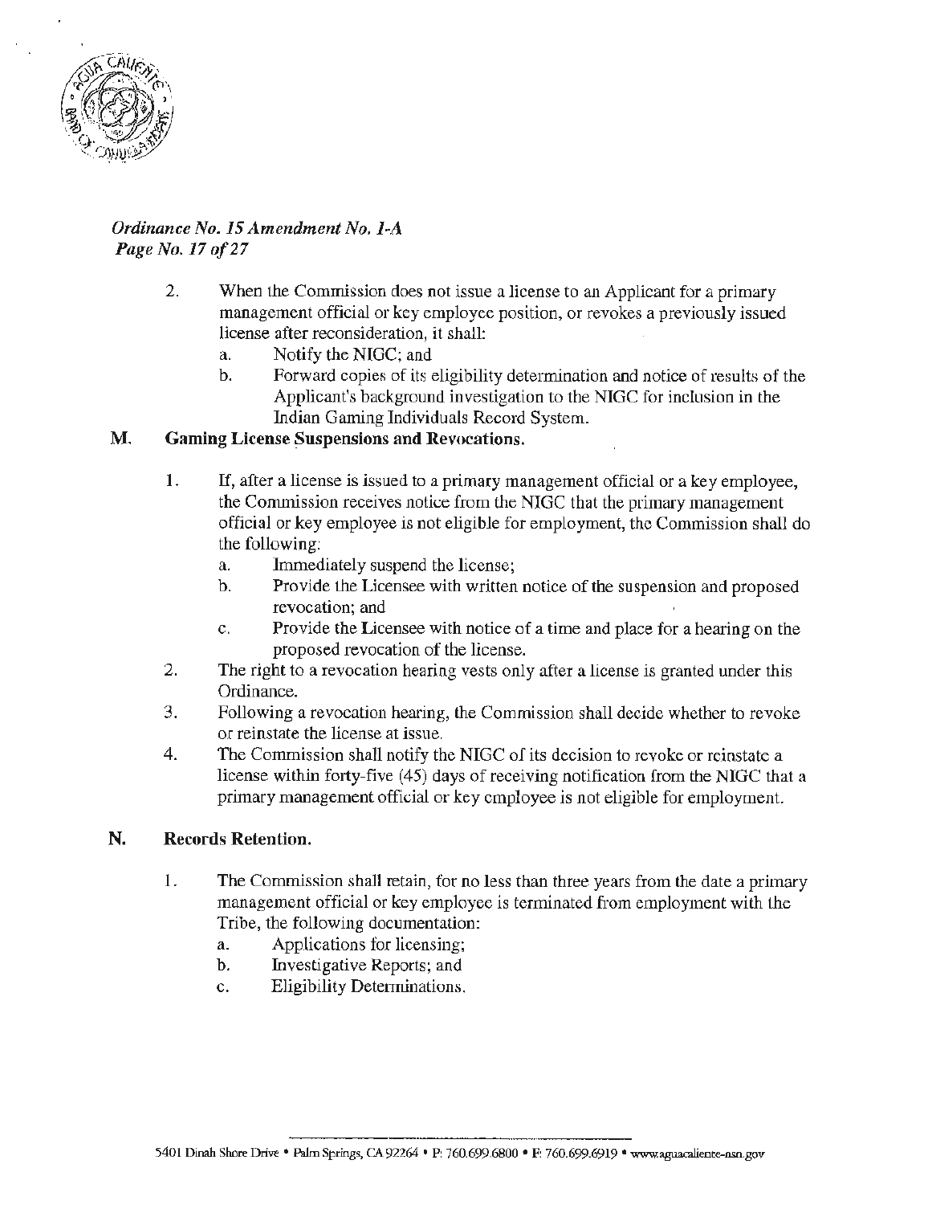2. When the Commission does not issue a license to an Applicant for a primary management official or key employee position, or revokes a previously issued license after reconsideration, it shall:
   a. Notify the NIGC; and
   b. Forward copies of its eligibility determination and notice of results of the Applicant's background investigation to the NIGC for inclusion in the Indian Gaming Individuals Record System.

## M. Gaming License Suspensions and Revocations.

1. If, after a license is issued to a primary management official or a key employee, the Commission receives notice from the NIGC that the primary management official or key employee is not eligible for employment, the Commission shall do the following:
   a. Immediately suspend the license;
   b. Provide the Licensee with written notice of the suspension and proposed revocation; and
   c. Provide the Licensee with notice of a time and place for a hearing on the proposed revocation of the license.
2. The right to a revocation hearing vests only after a license is granted under this Ordinance.
3. Following a revocation hearing, the Commission shall decide whether to revoke or reinstate the license at issue.
4. The Commission shall notify the NIGC of its decision to revoke or reinstate a license within forty-five (45) days of receiving notification from the NIGC that a primary management official or key employee is not eligible for employment.

## N. Records Retention.

1. The Commission shall retain, for no less than three years from the date a primary management official or key employee is terminated from employment with the Tribe, the following documentation:
   a. Applications for licensing;
   b. Investigative Reports; and
   c. Eligibility Determinations.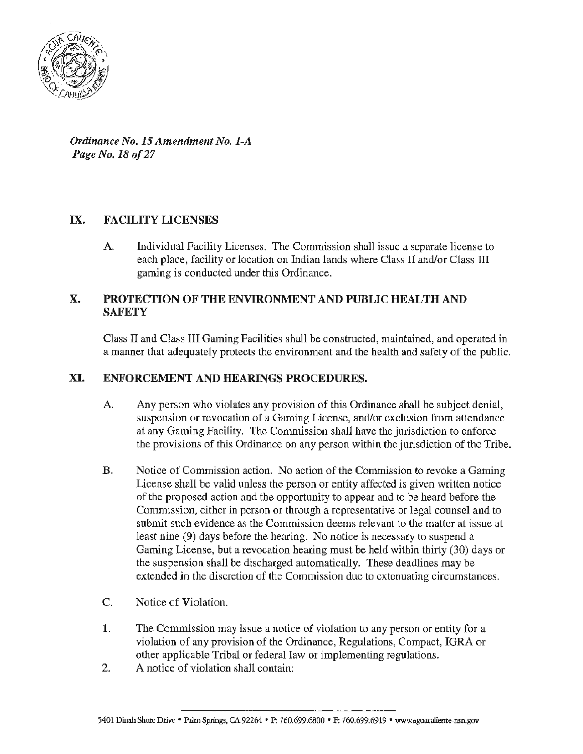## IX. FACILITY LICENSES

A. Individual Facility Licenses. The Commission shall issue a separate license to each place, facility or location on Indian lands where Class II and/or Class III gaming is conducted under this Ordinance.

## X. PROTECTION OF THE ENVIRONMENT AND PUBLIC HEALTH AND SAFETY

Class II and Class III Gaming Facilities shall be constructed, maintained, and operated in a manner that adequately protects the environment and the health and safety of the public.

## XI. ENFORCEMENT AND HEARINGS PROCEDURES.

A. Any person who violates any provision of this Ordinance shall be subject denial, suspension or revocation of a Gaming License, and/or exclusion from attendance at any Gaming Facility. The Commission shall have the jurisdiction to enforce the provisions of this Ordinance on any person within the jurisdiction of the Tribe.

B. Notice of Commission action. No action of the Commission to revoke a Gaming License shall be valid unless the person or entity affected is given written notice of the proposed action and the opportunity to appear and to be heard before the Commission, either in person or through a representative or legal counsel and to submit such evidence as the Commission deems relevant to the matter at issue at least nine (9) days before the hearing. No notice is necessary to suspend a Gaming License, but a revocation hearing must be held within thirty (30) days or the suspension shall be discharged automatically. These deadlines may be extended in the discretion of the Commission due to extenuating circumstances.

C. Notice of Violation.

1. The Commission may issue a notice of violation to any person or entity for a violation of any provision of the Ordinance, Regulations, Compact, IGRA or other applicable Tribal or federal law or implementing regulations.
2. A notice of violation shall contain: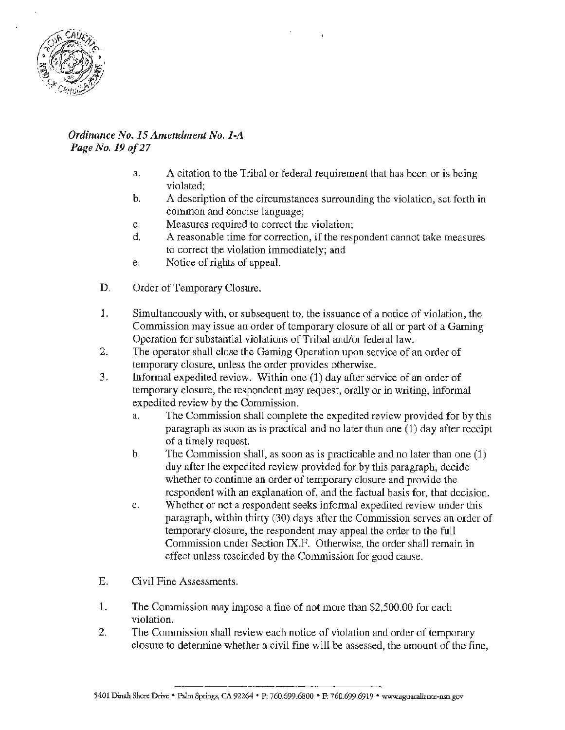a. A citation to the Tribal or federal requirement that has been or is being violated;
b. A description of the circumstances surrounding the violation, set forth in common and concise language;
c. Measures required to correct the violation;
d. A reasonable time for correction, if the respondent cannot take measures to correct the violation immediately; and
e. Notice of rights of appeal.

D. Order of Temporary Closure.

1. Simultaneously with, or subsequent to, the issuance of a notice of violation, the Commission may issue an order of temporary closure of all or part of a Gaming Operation for substantial violations of Tribal and/or federal law.
2. The operator shall close the Gaming Operation upon service of an order of temporary closure, unless the order provides otherwise.
3. Informal expedited review. Within one (1) day after service of an order of temporary closure, the respondent may request, orally or in writing, informal expedited review by the Commission.
   a. The Commission shall complete the expedited review provided for by this paragraph as soon as is practical and no later than one (1) day after receipt of a timely request.
   b. The Commission shall, as soon as is practicable and no later than one (1) day after the expedited review provided for by this paragraph, decide whether to continue an order of temporary closure and provide the respondent with an explanation of, and the factual basis for, that decision.
   c. Whether or not a respondent seeks informal expedited review under this paragraph, within thirty (30) days after the Commission serves an order of temporary closure, the respondent may appeal the order to the full Commission under Section IX.F. Otherwise, the order shall remain in effect unless rescinded by the Commission for good cause.

E. Civil Fine Assessments.

1. The Commission may impose a fine of not more than $2,500.00 for each violation.
2. The Commission shall review each notice of violation and order of temporary closure to determine whether a civil fine will be assessed, the amount of the fine,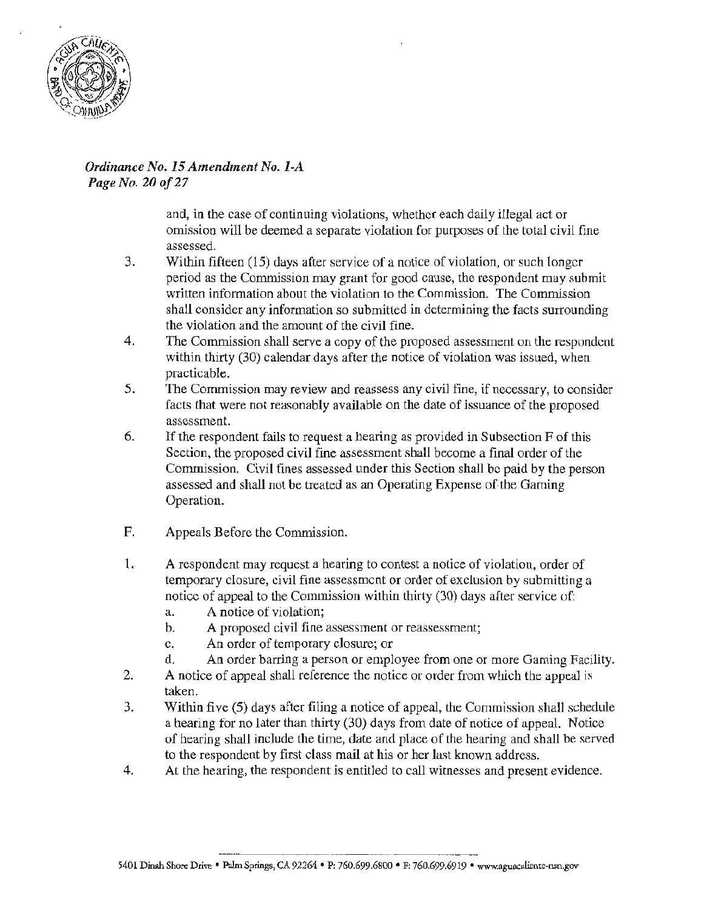and, in the case of continuing violations, whether each daily illegal act or omission will be deemed a separate violation for purposes of the total civil fine assessed.

3. Within fifteen (15) days after service of a notice of violation, or such longer period as the Commission may grant for good cause, the respondent may submit written information about the violation to the Commission. The Commission shall consider any information so submitted in determining the facts surrounding the violation and the amount of the civil fine.
4. The Commission shall serve a copy of the proposed assessment on the respondent within thirty (30) calendar days after the notice of violation was issued, when practicable.
5. The Commission may review and reassess any civil fine, if necessary, to consider facts that were not reasonably available on the date of issuance of the proposed assessment.
6. If the respondent fails to request a hearing as provided in Subsection F of this Section, the proposed civil fine assessment shall become a final order of the Commission. Civil fines assessed under this Section shall be paid by the person assessed and shall not be treated as an Operating Expense of the Gaming Operation.

F. Appeals Before the Commission.

1. A respondent may request a hearing to contest a notice of violation, order of temporary closure, civil fine assessment or order of exclusion by submitting a notice of appeal to the Commission within thirty (30) days after service of:
   a. A notice of violation;
   b. A proposed civil fine assessment or reassessment;
   c. An order of temporary closure; or
   d. An order barring a person or employee from one or more Gaming Facility.
2. A notice of appeal shall reference the notice or order from which the appeal is taken.
3. Within five (5) days after filing a notice of appeal, the Commission shall schedule a hearing for no later than thirty (30) days from date of notice of appeal. Notice of hearing shall include the time, date and place of the hearing and shall be served to the respondent by first class mail at his or her last known address.
4. At the hearing, the respondent is entitled to call witnesses and present evidence.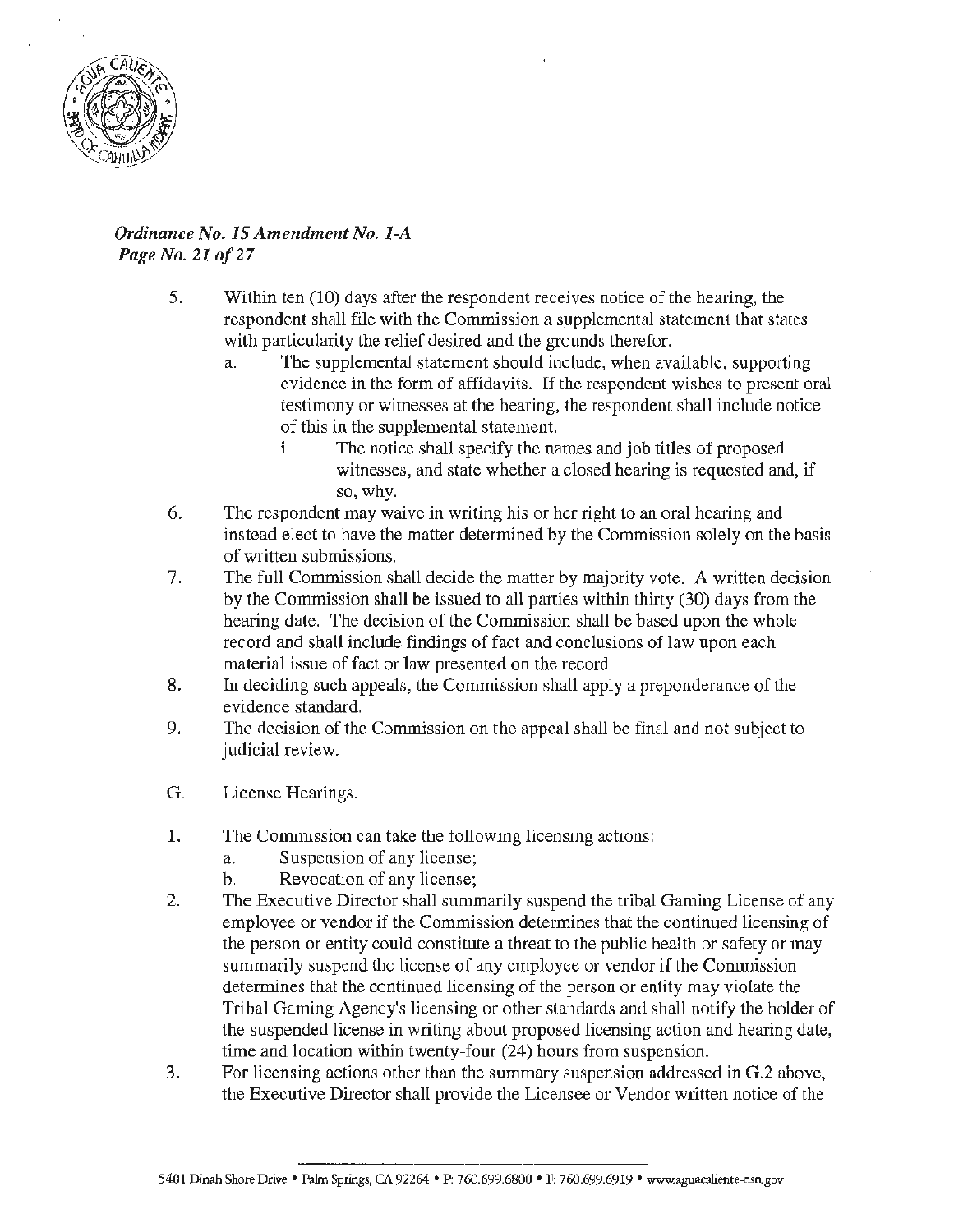*Ordinance No. 15 Amendment No. 1-A*
*Page No. 21 of 27*

5. Within ten (10) days after the respondent receives notice of the hearing, the respondent shall file with the Commission a supplemental statement that states with particularity the relief desired and the grounds therefor.
   a. The supplemental statement should include, when available, supporting evidence in the form of affidavits. If the respondent wishes to present oral testimony or witnesses at the hearing, the respondent shall include notice of this in the supplemental statement.
      i. The notice shall specify the names and job titles of proposed witnesses, and state whether a closed hearing is requested and, if so, why.
6. The respondent may waive in writing his or her right to an oral hearing and instead elect to have the matter determined by the Commission solely on the basis of written submissions.
7. The full Commission shall decide the matter by majority vote. A written decision by the Commission shall be issued to all parties within thirty (30) days from the hearing date. The decision of the Commission shall be based upon the whole record and shall include findings of fact and conclusions of law upon each material issue of fact or law presented on the record.
8. In deciding such appeals, the Commission shall apply a preponderance of the evidence standard.
9. The decision of the Commission on the appeal shall be final and not subject to judicial review.

G. License Hearings.

1. The Commission can take the following licensing actions:
   a. Suspension of any license;
   b. Revocation of any license;
2. The Executive Director shall summarily suspend the tribal Gaming License of any employee or vendor if the Commission determines that the continued licensing of the person or entity could constitute a threat to the public health or safety or may summarily suspend the license of any employee or vendor if the Commission determines that the continued licensing of the person or entity may violate the Tribal Gaming Agency's licensing or other standards and shall notify the holder of the suspended license in writing about proposed licensing action and hearing date, time and location within twenty-four (24) hours from suspension.
3. For licensing actions other than the summary suspension addressed in G.2 above, the Executive Director shall provide the Licensee or Vendor written notice of the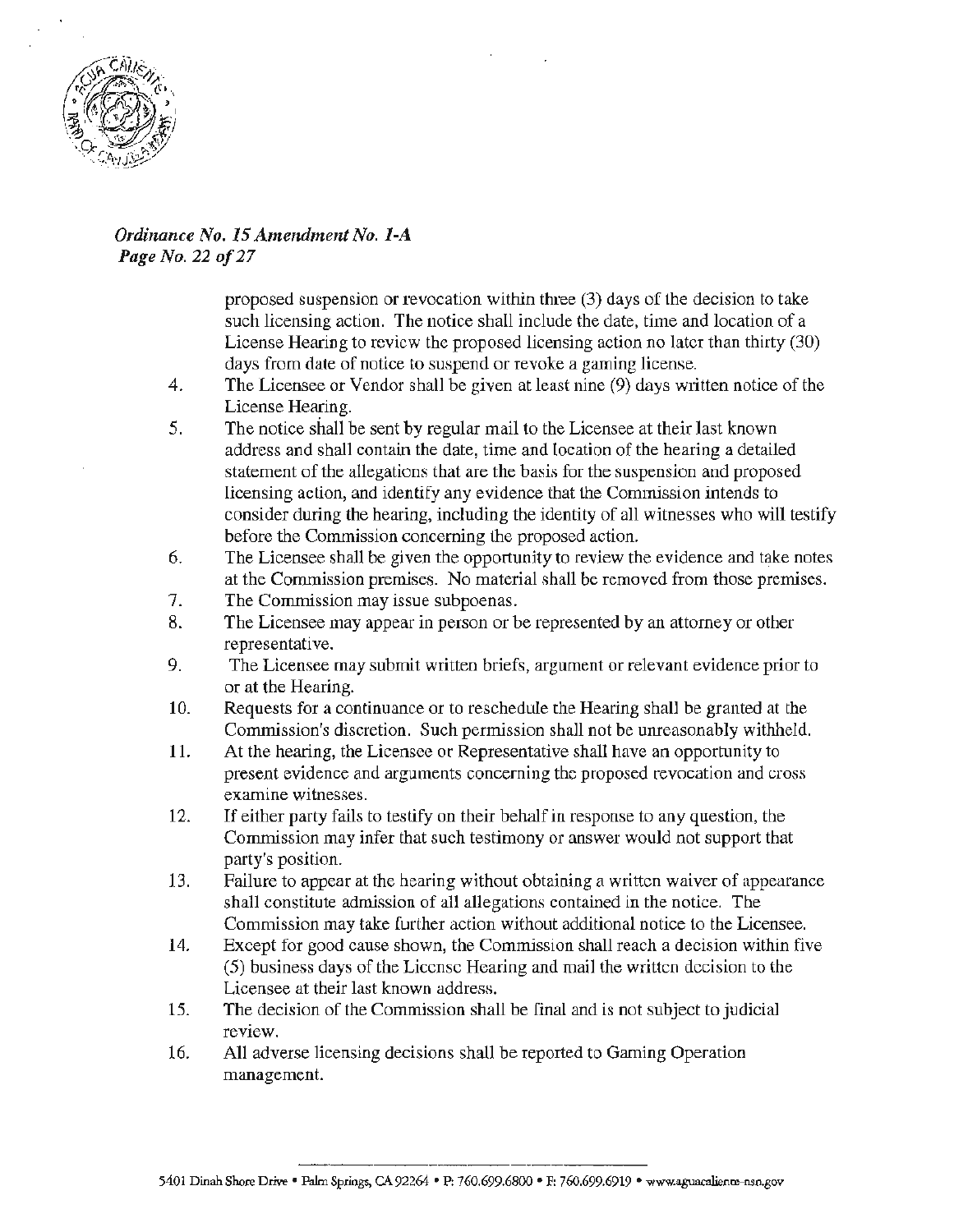proposed suspension or revocation within three (3) days of the decision to take such licensing action. The notice shall include the date, time and location of a License Hearing to review the proposed licensing action no later than thirty (30) days from date of notice to suspend or revoke a gaming license.

4. The Licensee or Vendor shall be given at least nine (9) days written notice of the License Hearing.
5. The notice shall be sent by regular mail to the Licensee at their last known address and shall contain the date, time and location of the hearing a detailed statement of the allegations that are the basis for the suspension and proposed licensing action, and identify any evidence that the Commission intends to consider during the hearing, including the identity of all witnesses who will testify before the Commission concerning the proposed action.
6. The Licensee shall be given the opportunity to review the evidence and take notes at the Commission premises. No material shall be removed from those premises.
7. The Commission may issue subpoenas.
8. The Licensee may appear in person or be represented by an attorney or other representative.
9. The Licensee may submit written briefs, argument or relevant evidence prior to or at the Hearing.
10. Requests for a continuance or to reschedule the Hearing shall be granted at the Commission's discretion. Such permission shall not be unreasonably withheld.
11. At the hearing, the Licensee or Representative shall have an opportunity to present evidence and arguments concerning the proposed revocation and cross examine witnesses.
12. If either party fails to testify on their behalf in response to any question, the Commission may infer that such testimony or answer would not support that party's position.
13. Failure to appear at the hearing without obtaining a written waiver of appearance shall constitute admission of all allegations contained in the notice. The Commission may take further action without additional notice to the Licensee.
14. Except for good cause shown, the Commission shall reach a decision within five (5) business days of the License Hearing and mail the written decision to the Licensee at their last known address.
15. The decision of the Commission shall be final and is not subject to judicial review.
16. All adverse licensing decisions shall be reported to Gaming Operation management.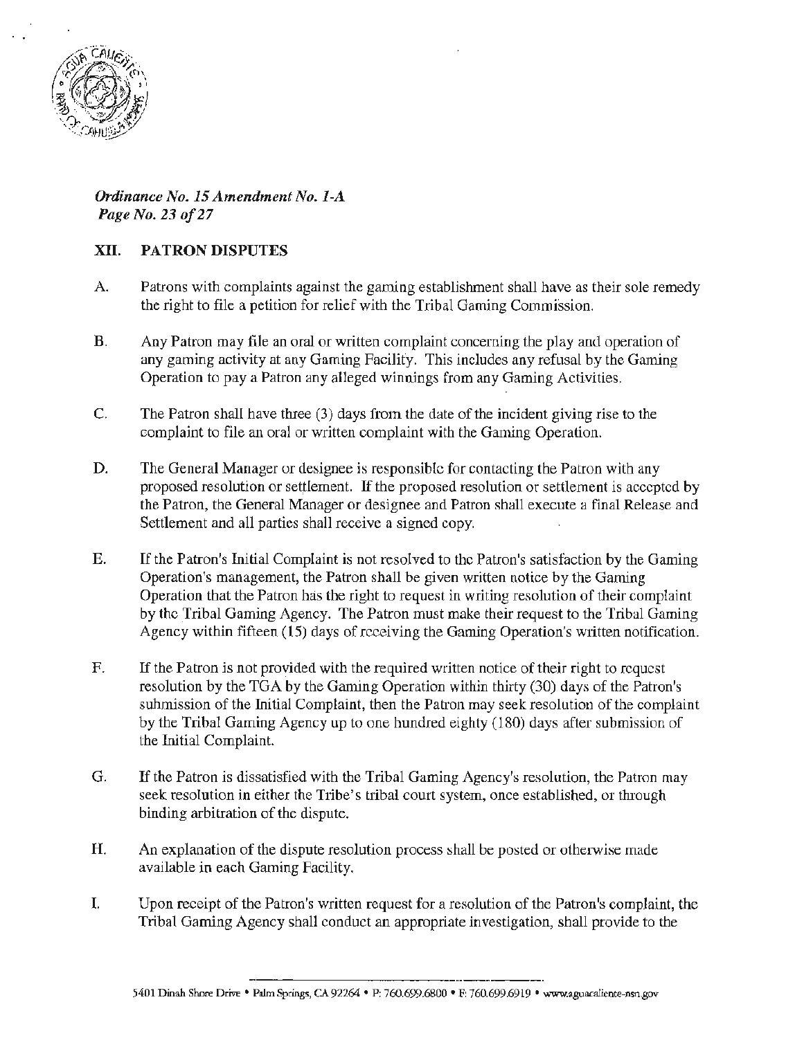*Ordinance No. 15 Amendment No. 1-A*
*Page No. 23 of 27*

## XII. PATRON DISPUTES

A. Patrons with complaints against the gaming establishment shall have as their sole remedy the right to file a petition for relief with the Tribal Gaming Commission.

B. Any Patron may file an oral or written complaint concerning the play and operation of any gaming activity at any Gaming Facility. This includes any refusal by the Gaming Operation to pay a Patron any alleged winnings from any Gaming Activities.

C. The Patron shall have three (3) days from the date of the incident giving rise to the complaint to file an oral or written complaint with the Gaming Operation.

D. The General Manager or designee is responsible for contacting the Patron with any proposed resolution or settlement. If the proposed resolution or settlement is accepted by the Patron, the General Manager or designee and Patron shall execute a final Release and Settlement and all parties shall receive a signed copy.

E. If the Patron's Initial Complaint is not resolved to the Patron's satisfaction by the Gaming Operation's management, the Patron shall be given written notice by the Gaming Operation that the Patron has the right to request in writing resolution of their complaint by the Tribal Gaming Agency. The Patron must make their request to the Tribal Gaming Agency within fifteen (15) days of receiving the Gaming Operation's written notification.

F. If the Patron is not provided with the required written notice of their right to request resolution by the TGA by the Gaming Operation within thirty (30) days of the Patron's submission of the Initial Complaint, then the Patron may seek resolution of the complaint by the Tribal Gaming Agency up to one hundred eighty (180) days after submission of the Initial Complaint.

G. If the Patron is dissatisfied with the Tribal Gaming Agency's resolution, the Patron may seek resolution in either the Tribe's tribal court system, once established, or through binding arbitration of the dispute.

H. An explanation of the dispute resolution process shall be posted or otherwise made available in each Gaming Facility.

I. Upon receipt of the Patron's written request for a resolution of the Patron's complaint, the Tribal Gaming Agency shall conduct an appropriate investigation, shall provide to the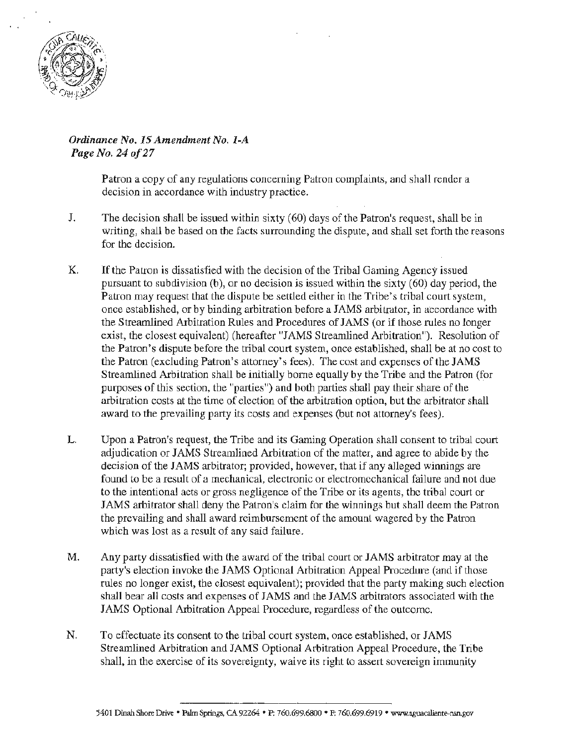Patron a copy of any regulations concerning Patron complaints, and shall render a decision in accordance with industry practice.

J. The decision shall be issued within sixty (60) days of the Patron's request, shall be in writing, shall be based on the facts surrounding the dispute, and shall set forth the reasons for the decision.

K. If the Patron is dissatisfied with the decision of the Tribal Gaming Agency issued pursuant to subdivision (b), or no decision is issued within the sixty (60) day period, the Patron may request that the dispute be settled either in the Tribe's tribal court system, once established, or by binding arbitration before a JAMS arbitrator, in accordance with the Streamlined Arbitration Rules and Procedures of JAMS (or if those rules no longer exist, the closest equivalent) (hereafter "JAMS Streamlined Arbitration"). Resolution of the Patron's dispute before the tribal court system, once established, shall be at no cost to the Patron (excluding Patron's attorney's fees). The cost and expenses of the JAMS Streamlined Arbitration shall be initially borne equally by the Tribe and the Patron (for purposes of this section, the "parties") and both parties shall pay their share of the arbitration costs at the time of election of the arbitration option, but the arbitrator shall award to the prevailing party its costs and expenses (but not attorney's fees).

L. Upon a Patron's request, the Tribe and its Gaming Operation shall consent to tribal court adjudication or JAMS Streamlined Arbitration of the matter, and agree to abide by the decision of the JAMS arbitrator; provided, however, that if any alleged winnings are found to be a result of a mechanical, electronic or electromechanical failure and not due to the intentional acts or gross negligence of the Tribe or its agents, the tribal court or JAMS arbitrator shall deny the Patron's claim for the winnings but shall deem the Patron the prevailing and shall award reimbursement of the amount wagered by the Patron which was lost as a result of any said failure.

M. Any party dissatisfied with the award of the tribal court or JAMS arbitrator may at the party's election invoke the JAMS Optional Arbitration Appeal Procedure (and if those rules no longer exist, the closest equivalent); provided that the party making such election shall bear all costs and expenses of JAMS and the JAMS arbitrators associated with the JAMS Optional Arbitration Appeal Procedure, regardless of the outcome.

N. To effectuate its consent to the tribal court system, once established, or JAMS Streamlined Arbitration and JAMS Optional Arbitration Appeal Procedure, the Tribe shall, in the exercise of its sovereignty, waive its right to assert sovereign immunity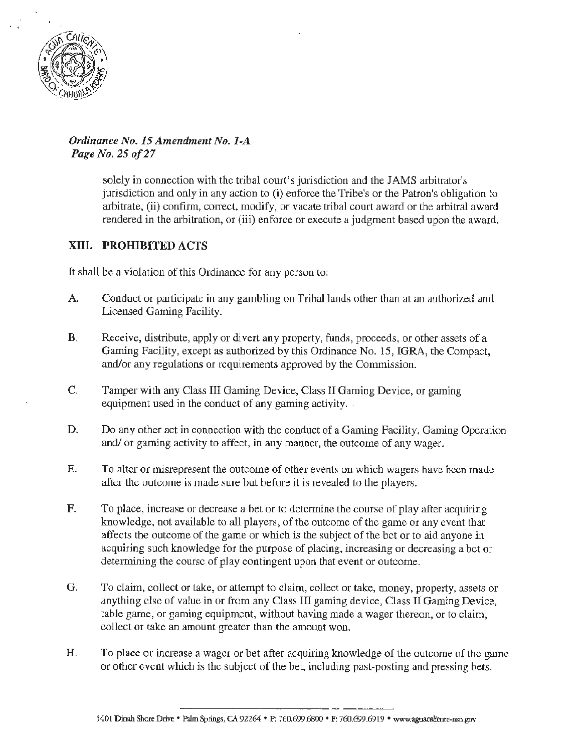solely in connection with the tribal court's jurisdiction and the JAMS arbitrator's jurisdiction and only in any action to (i) enforce the Tribe's or the Patron's obligation to arbitrate, (ii) confirm, correct, modify, or vacate tribal court award or the arbitral award rendered in the arbitration, or (iii) enforce or execute a judgment based upon the award.

## XIII. PROHIBITED ACTS

It shall be a violation of this Ordinance for any person to:

A. Conduct or participate in any gambling on Tribal lands other than at an authorized and Licensed Gaming Facility.

B. Receive, distribute, apply or divert any property, funds, proceeds, or other assets of a Gaming Facility, except as authorized by this Ordinance No. 15, IGRA, the Compact, and/or any regulations or requirements approved by the Commission.

C. Tamper with any Class III Gaming Device, Class II Gaming Device, or gaming equipment used in the conduct of any gaming activity.

D. Do any other act in connection with the conduct of a Gaming Facility, Gaming Operation and/ or gaming activity to affect, in any manner, the outcome of any wager.

E. To alter or misrepresent the outcome of other events on which wagers have been made after the outcome is made sure but before it is revealed to the players.

F. To place, increase or decrease a bet or to determine the course of play after acquiring knowledge, not available to all players, of the outcome of the game or any event that affects the outcome of the game or which is the subject of the bet or to aid anyone in acquiring such knowledge for the purpose of placing, increasing or decreasing a bet or determining the course of play contingent upon that event or outcome.

G. To claim, collect or take, or attempt to claim, collect or take, money, property, assets or anything else of value in or from any Class III gaming device, Class II Gaming Device, table game, or gaming equipment, without having made a wager thereon, or to claim, collect or take an amount greater than the amount won.

H. To place or increase a wager or bet after acquiring knowledge of the outcome of the game or other event which is the subject of the bet, including past-posting and pressing bets.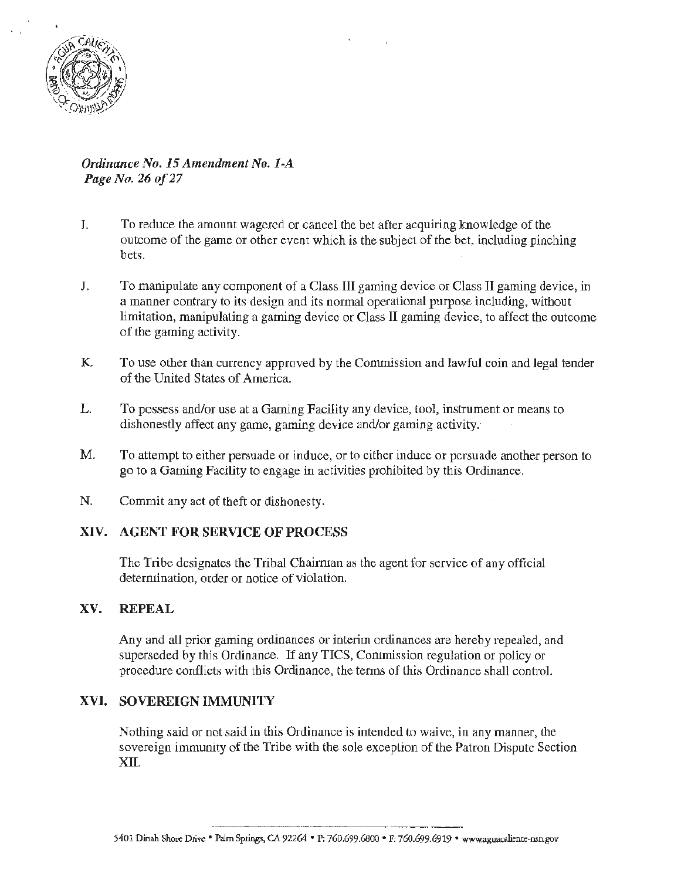I. To reduce the amount wagered or cancel the bet after acquiring knowledge of the outcome of the game or other event which is the subject of the bet, including pinching bets.

J. To manipulate any component of a Class III gaming device or Class II gaming device, in a manner contrary to its design and its normal operational purpose including, without limitation, manipulating a gaming device or Class II gaming device, to affect the outcome of the gaming activity.

K. To use other than currency approved by the Commission and lawful coin and legal tender of the United States of America.

L. To possess and/or use at a Gaming Facility any device, tool, instrument or means to dishonestly affect any game, gaming device and/or gaming activity.

M. To attempt to either persuade or induce, or to either induce or persuade another person to go to a Gaming Facility to engage in activities prohibited by this Ordinance.

N. Commit any act of theft or dishonesty.

## XIV. AGENT FOR SERVICE OF PROCESS

The Tribe designates the Tribal Chairman as the agent for service of any official determination, order or notice of violation.

## XV. REPEAL

Any and all prior gaming ordinances or interim ordinances are hereby repealed, and superseded by this Ordinance. If any TICS, Commission regulation or policy or procedure conflicts with this Ordinance, the terms of this Ordinance shall control.

## XVI. SOVEREIGN IMMUNITY

Nothing said or not said in this Ordinance is intended to waive, in any manner, the sovereign immunity of the Tribe with the sole exception of the Patron Dispute Section XII.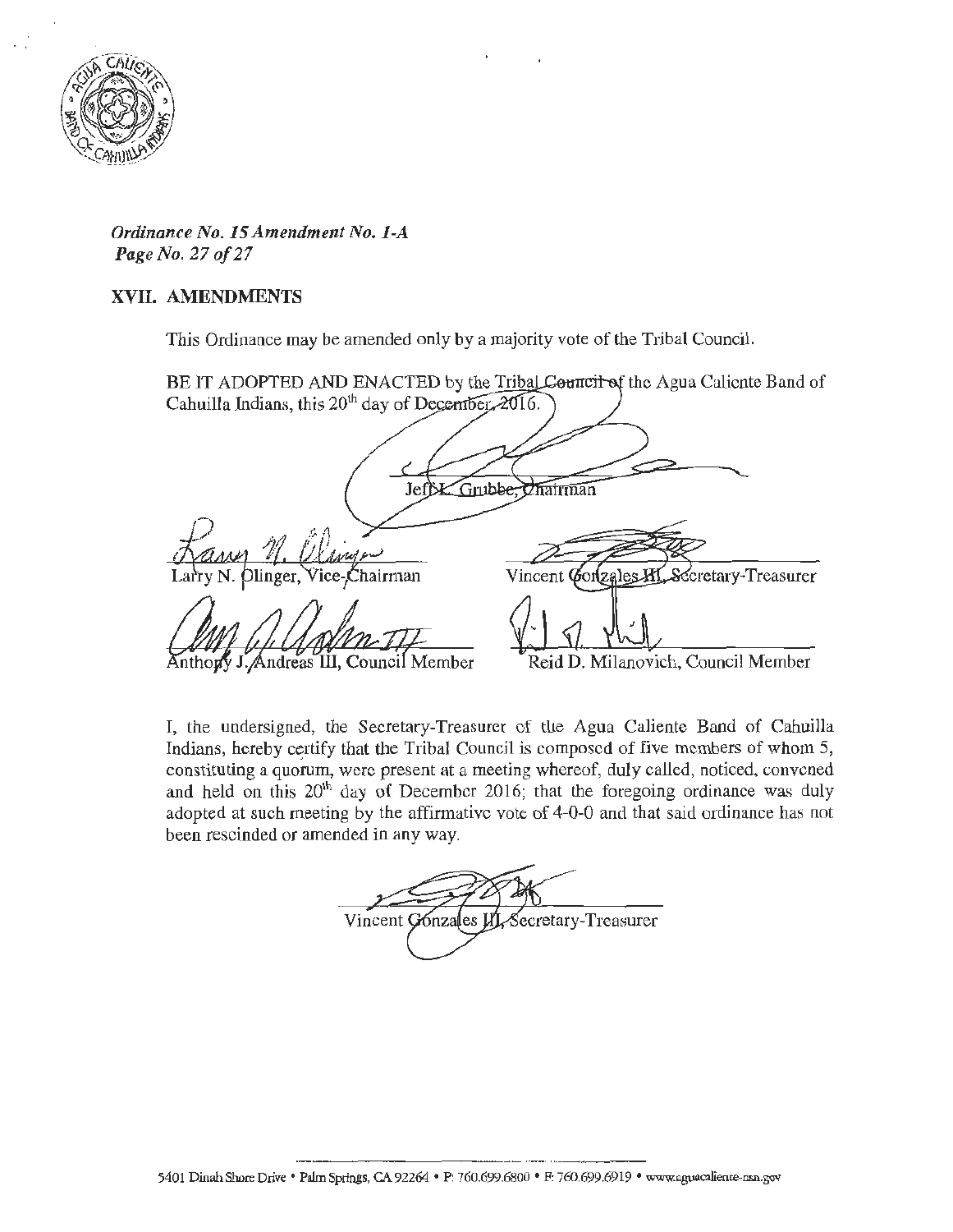*Ordinance No. 15 Amendment No. 1-A*
*Page No. 27 of 27*

## XVII. AMENDMENTS

This Ordinance may be amended only by a majority vote of the Tribal Council.

BE IT ADOPTED AND ENACTED by the Tribal Council of the Agua Caliente Band of Cahuilla Indians, this 20th day of December, 2016.

Jeff L. Grubbe, Chairman

Larry N. Olinger, Vice-Chairman

Vincent Gonzales III, Secretary-Treasurer

Anthony J. Andreas III, Council Member

Reid D. Milanovich, Council Member

I, the undersigned, the Secretary-Treasurer of the Agua Caliente Band of Cahuilla Indians, hereby certify that the Tribal Council is composed of five members of whom 5, constituting a quorum, were present at a meeting whereof, duly called, noticed, convened and held on this 20th day of December 2016; that the foregoing ordinance was duly adopted at such meeting by the affirmative vote of 4-0-0 and that said ordinance has not been rescinded or amended in any way.

Vincent Gonzales III, Secretary-Treasurer

5401 Dinah Shore Drive • Palm Springs, CA 92264 • P: 760.699.6800 • F: 760.699.6919 • www.aguacaliente-nsn.gov